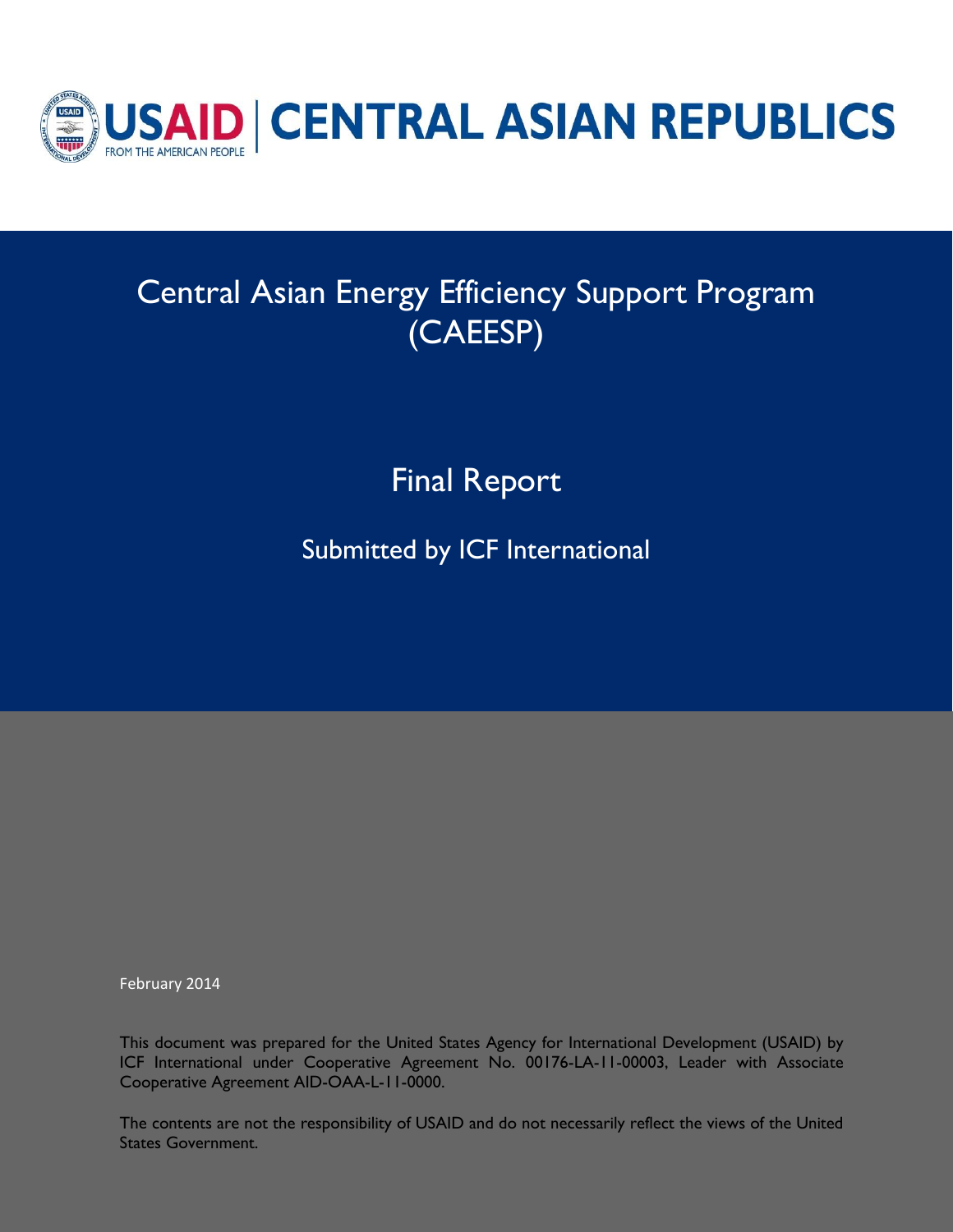USAID | CENTRAL ASIAN REPUBLICS

FROM THE AMERICAN PEOPLE

# Central Asian Energy Efficiency Support Program (CAEESP)

## Final Report

### Submitted by ICF International

February 2014

This document was prepared for the United States Agency for International Development (USAID) by ICF International under Cooperative Agreement No. 00176-LA-11-00003, Leader with Associate Cooperative Agreement AID-OAA-L-11-0000.

The contents are not the responsibility of USAID and do not necessarily reflect the views of the United States Government.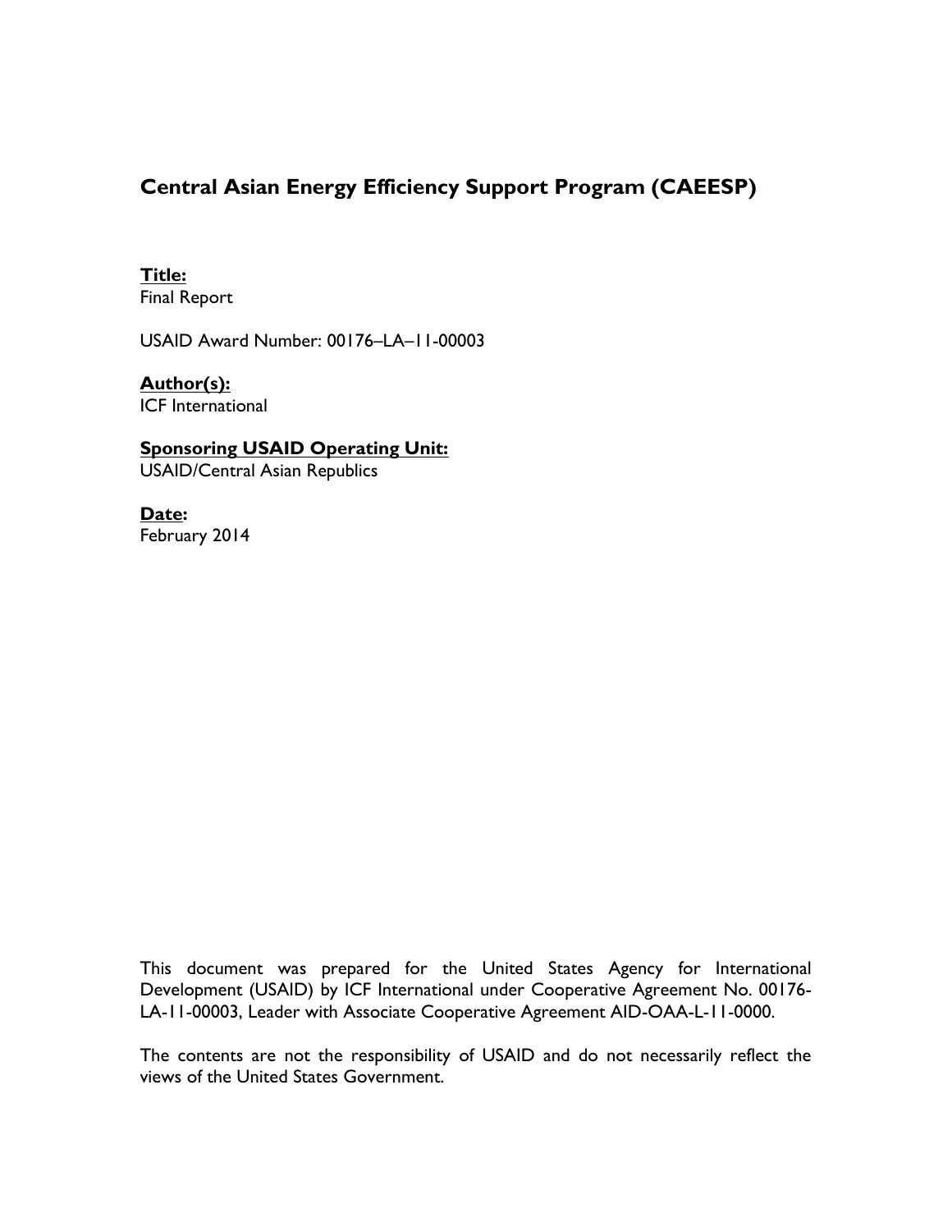# Central Asian Energy Efficiency Support Program (CAEESP)

**Title:**
Final Report

USAID Award Number: 00176–LA–11-00003

**Author(s):**
ICF International

**Sponsoring USAID Operating Unit:**
USAID/Central Asian Republics

**Date:**
February 2014

This document was prepared for the United States Agency for International Development (USAID) by ICF International under Cooperative Agreement No. 00176-LA-11-00003, Leader with Associate Cooperative Agreement AID-OAA-L-11-0000.

The contents are not the responsibility of USAID and do not necessarily reflect the views of the United States Government.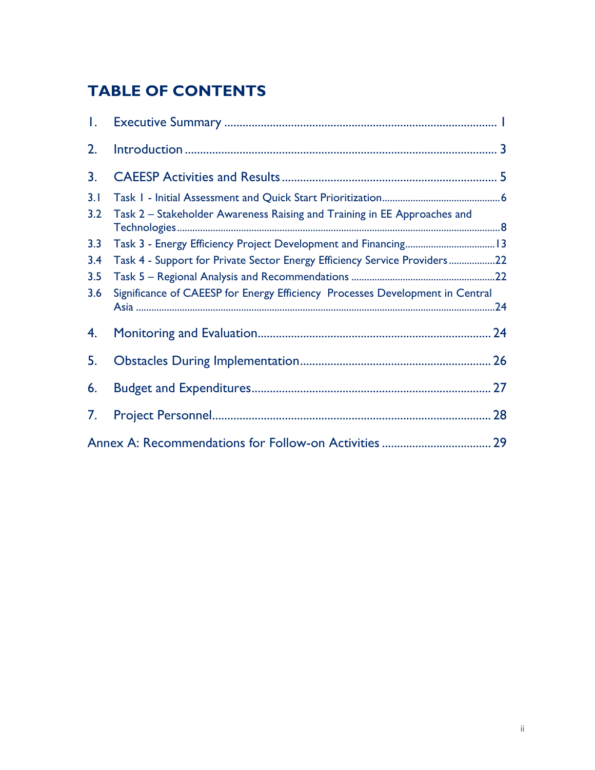# TABLE OF CONTENTS

1. Executive Summary ........................................................................................ 1
2. Introduction ...................................................................................................... 3
3. CAEESP Activities and Results ...................................................................... 5
   - 3.1 Task 1 - Initial Assessment and Quick Start Prioritization ............................................. 6
   - 3.2 Task 2 – Stakeholder Awareness Raising and Training in EE Approaches and Technologies ............................................................................................................................. 8
   - 3.3 Task 3 - Energy Efficiency Project Development and Financing .................................. 13
   - 3.4 Task 4 - Support for Private Sector Energy Efficiency Service Providers .................. 22
   - 3.5 Task 5 – Regional Analysis and Recommendations ....................................................... 22
   - 3.6 Significance of CAEESP for Energy Efficiency Processes Development in Central Asia ......................................................................................................................................... 24
4. Monitoring and Evaluation ............................................................................ 24
5. Obstacles During Implementation ............................................................... 26
6. Budget and Expenditures ............................................................................... 27
7. Project Personnel ............................................................................................ 28

Annex A: Recommendations for Follow-on Activities .................................... 29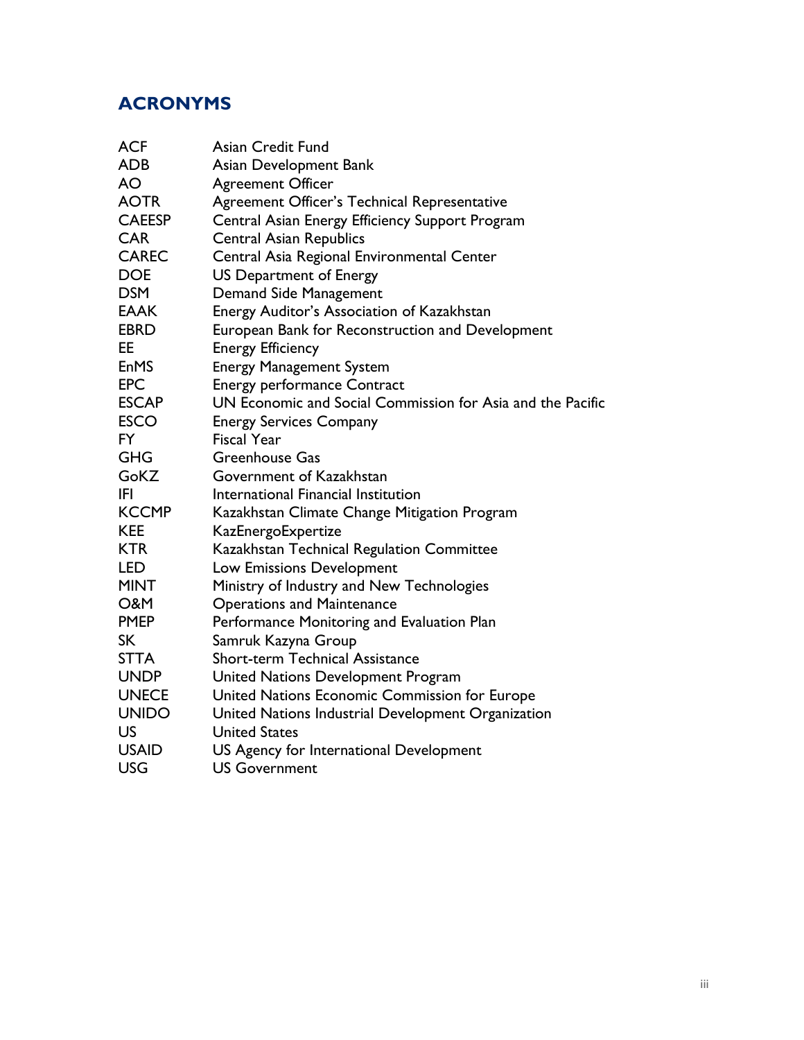## ACRONYMS

| | |
|---|---|
| ACF | Asian Credit Fund |
| ADB | Asian Development Bank |
| AO | Agreement Officer |
| AOTR | Agreement Officer's Technical Representative |
| CAEESP | Central Asian Energy Efficiency Support Program |
| CAR | Central Asian Republics |
| CAREC | Central Asia Regional Environmental Center |
| DOE | US Department of Energy |
| DSM | Demand Side Management |
| EAAK | Energy Auditor's Association of Kazakhstan |
| EBRD | European Bank for Reconstruction and Development |
| EE | Energy Efficiency |
| EnMS | Energy Management System |
| EPC | Energy performance Contract |
| ESCAP | UN Economic and Social Commission for Asia and the Pacific |
| ESCO | Energy Services Company |
| FY | Fiscal Year |
| GHG | Greenhouse Gas |
| GoKZ | Government of Kazakhstan |
| IFI | International Financial Institution |
| KCCMP | Kazakhstan Climate Change Mitigation Program |
| KEE | KazEnergoExpertize |
| KTR | Kazakhstan Technical Regulation Committee |
| LED | Low Emissions Development |
| MINT | Ministry of Industry and New Technologies |
| O&M | Operations and Maintenance |
| PMEP | Performance Monitoring and Evaluation Plan |
| SK | Samruk Kazyna Group |
| STTA | Short-term Technical Assistance |
| UNDP | United Nations Development Program |
| UNECE | United Nations Economic Commission for Europe |
| UNIDO | United Nations Industrial Development Organization |
| US | United States |
| USAID | US Agency for International Development |
| USG | US Government |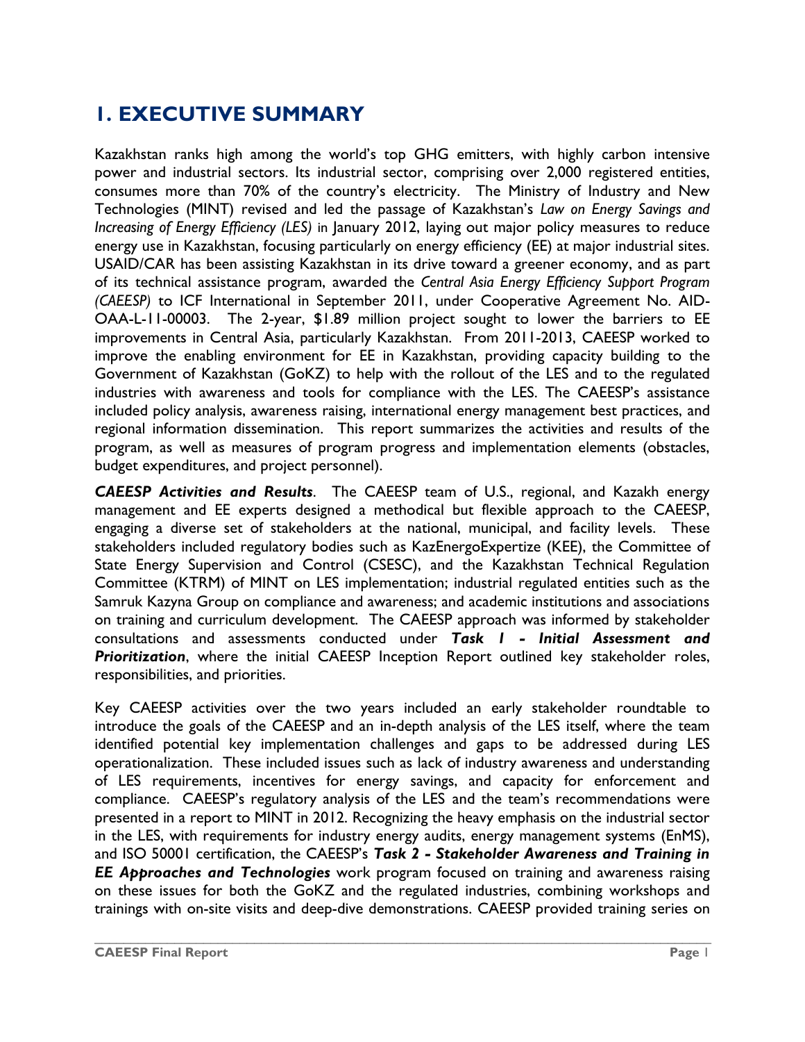# 1. EXECUTIVE SUMMARY

Kazakhstan ranks high among the world's top GHG emitters, with highly carbon intensive power and industrial sectors. Its industrial sector, comprising over 2,000 registered entities, consumes more than 70% of the country's electricity. The Ministry of Industry and New Technologies (MINT) revised and led the passage of Kazakhstan's *Law on Energy Savings and Increasing of Energy Efficiency (LES)* in January 2012, laying out major policy measures to reduce energy use in Kazakhstan, focusing particularly on energy efficiency (EE) at major industrial sites. USAID/CAR has been assisting Kazakhstan in its drive toward a greener economy, and as part of its technical assistance program, awarded the *Central Asia Energy Efficiency Support Program (CAEESP)* to ICF International in September 2011, under Cooperative Agreement No. AID-OAA-L-11-00003. The 2-year, $1.89 million project sought to lower the barriers to EE improvements in Central Asia, particularly Kazakhstan. From 2011-2013, CAEESP worked to improve the enabling environment for EE in Kazakhstan, providing capacity building to the Government of Kazakhstan (GoKZ) to help with the rollout of the LES and to the regulated industries with awareness and tools for compliance with the LES. The CAEESP's assistance included policy analysis, awareness raising, international energy management best practices, and regional information dissemination. This report summarizes the activities and results of the program, as well as measures of program progress and implementation elements (obstacles, budget expenditures, and project personnel).

***CAEESP Activities and Results***. The CAEESP team of U.S., regional, and Kazakh energy management and EE experts designed a methodical but flexible approach to the CAEESP, engaging a diverse set of stakeholders at the national, municipal, and facility levels. These stakeholders included regulatory bodies such as KazEnergoExpertize (KEE), the Committee of State Energy Supervision and Control (CSESC), and the Kazakhstan Technical Regulation Committee (KTRM) of MINT on LES implementation; industrial regulated entities such as the Samruk Kazyna Group on compliance and awareness; and academic institutions and associations on training and curriculum development. The CAEESP approach was informed by stakeholder consultations and assessments conducted under ***Task 1 - Initial Assessment and Prioritization***, where the initial CAEESP Inception Report outlined key stakeholder roles, responsibilities, and priorities.

Key CAEESP activities over the two years included an early stakeholder roundtable to introduce the goals of the CAEESP and an in-depth analysis of the LES itself, where the team identified potential key implementation challenges and gaps to be addressed during LES operationalization. These included issues such as lack of industry awareness and understanding of LES requirements, incentives for energy savings, and capacity for enforcement and compliance. CAEESP's regulatory analysis of the LES and the team's recommendations were presented in a report to MINT in 2012. Recognizing the heavy emphasis on the industrial sector in the LES, with requirements for industry energy audits, energy management systems (EnMS), and ISO 50001 certification, the CAEESP's ***Task 2 - Stakeholder Awareness and Training in EE Approaches and Technologies*** work program focused on training and awareness raising on these issues for both the GoKZ and the regulated industries, combining workshops and trainings with on-site visits and deep-dive demonstrations. CAEESP provided training series on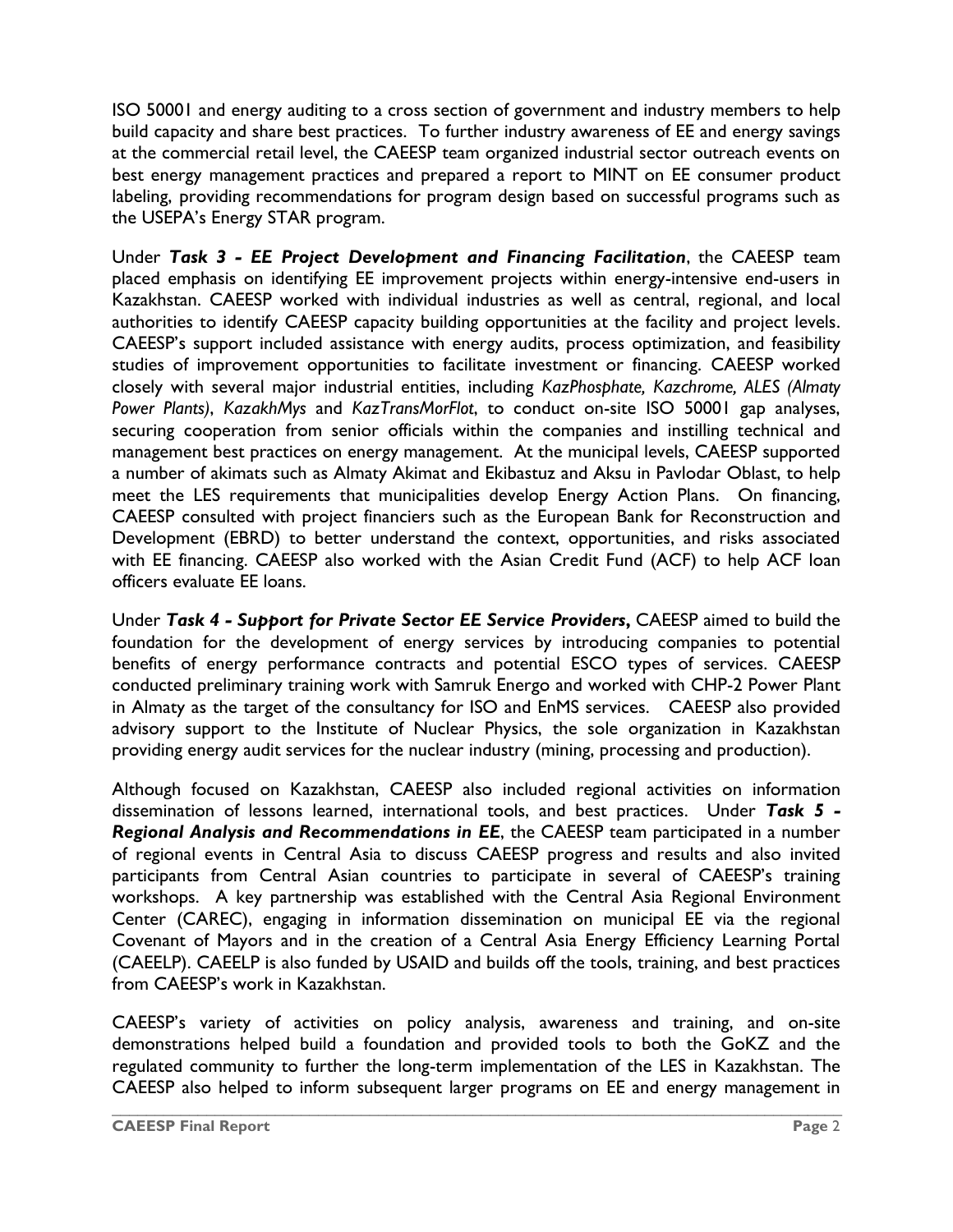ISO 50001 and energy auditing to a cross section of government and industry members to help build capacity and share best practices. To further industry awareness of EE and energy savings at the commercial retail level, the CAEESP team organized industrial sector outreach events on best energy management practices and prepared a report to MINT on EE consumer product labeling, providing recommendations for program design based on successful programs such as the USEPA's Energy STAR program.

Under ***Task 3 - EE Project Development and Financing Facilitation***, the CAEESP team placed emphasis on identifying EE improvement projects within energy-intensive end-users in Kazakhstan. CAEESP worked with individual industries as well as central, regional, and local authorities to identify CAEESP capacity building opportunities at the facility and project levels. CAEESP's support included assistance with energy audits, process optimization, and feasibility studies of improvement opportunities to facilitate investment or financing. CAEESP worked closely with several major industrial entities, including *KazPhosphate, Kazchrome, ALES (Almaty Power Plants)*, *KazakhMys* and *KazTransMorFlot*, to conduct on-site ISO 50001 gap analyses, securing cooperation from senior officials within the companies and instilling technical and management best practices on energy management. At the municipal levels, CAEESP supported a number of akimats such as Almaty Akimat and Ekibastuz and Aksu in Pavlodar Oblast, to help meet the LES requirements that municipalities develop Energy Action Plans. On financing, CAEESP consulted with project financiers such as the European Bank for Reconstruction and Development (EBRD) to better understand the context, opportunities, and risks associated with EE financing. CAEESP also worked with the Asian Credit Fund (ACF) to help ACF loan officers evaluate EE loans.

Under ***Task 4 - Support for Private Sector EE Service Providers***, CAEESP aimed to build the foundation for the development of energy services by introducing companies to potential benefits of energy performance contracts and potential ESCO types of services. CAEESP conducted preliminary training work with Samruk Energo and worked with CHP-2 Power Plant in Almaty as the target of the consultancy for ISO and EnMS services. CAEESP also provided advisory support to the Institute of Nuclear Physics, the sole organization in Kazakhstan providing energy audit services for the nuclear industry (mining, processing and production).

Although focused on Kazakhstan, CAEESP also included regional activities on information dissemination of lessons learned, international tools, and best practices. Under ***Task 5 - Regional Analysis and Recommendations in EE***, the CAEESP team participated in a number of regional events in Central Asia to discuss CAEESP progress and results and also invited participants from Central Asian countries to participate in several of CAEESP's training workshops. A key partnership was established with the Central Asia Regional Environment Center (CAREC), engaging in information dissemination on municipal EE via the regional Covenant of Mayors and in the creation of a Central Asia Energy Efficiency Learning Portal (CAEELP). CAEELP is also funded by USAID and builds off the tools, training, and best practices from CAEESP's work in Kazakhstan.

CAEESP's variety of activities on policy analysis, awareness and training, and on-site demonstrations helped build a foundation and provided tools to both the GoKZ and the regulated community to further the long-term implementation of the LES in Kazakhstan. The CAEESP also helped to inform subsequent larger programs on EE and energy management in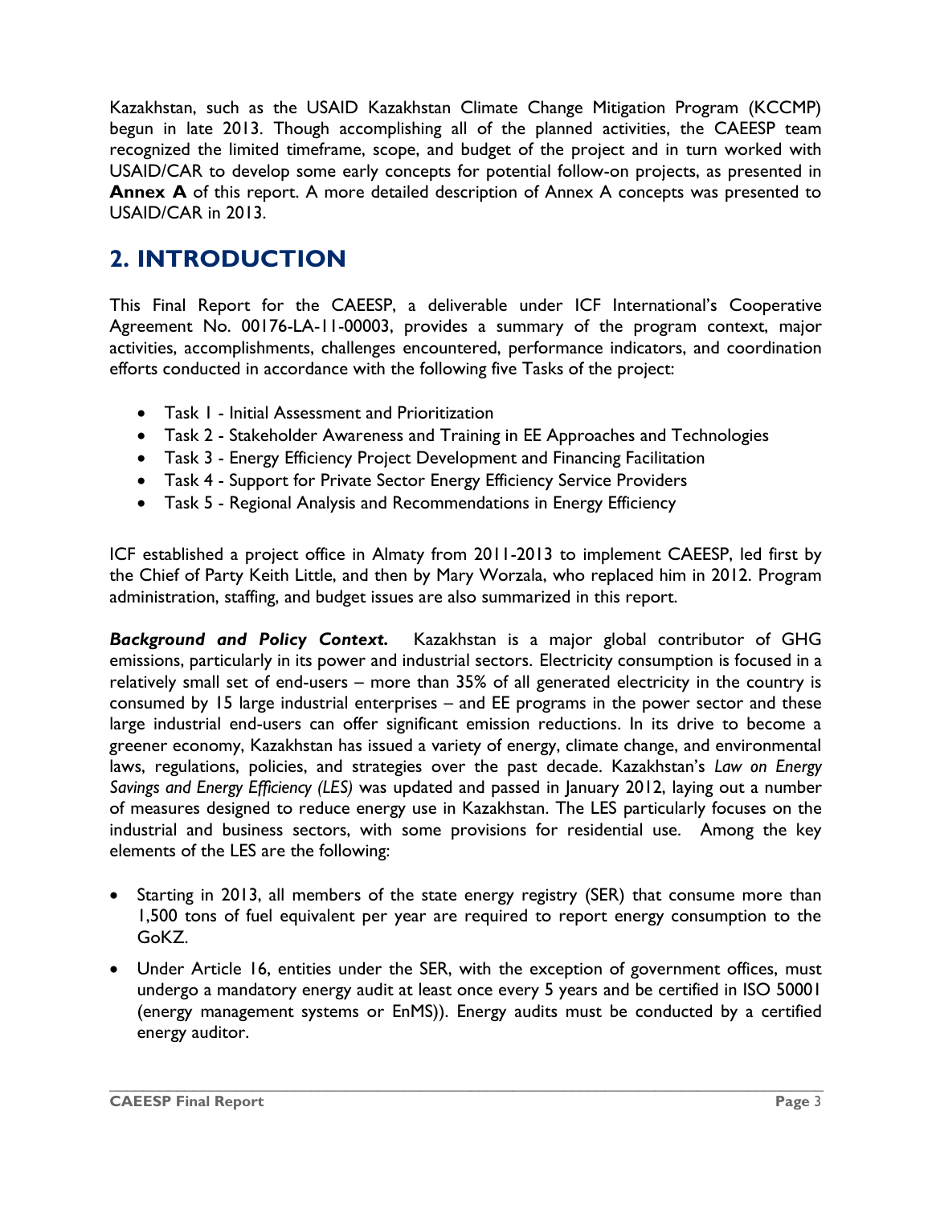Kazakhstan, such as the USAID Kazakhstan Climate Change Mitigation Program (KCCMP) begun in late 2013. Though accomplishing all of the planned activities, the CAEESP team recognized the limited timeframe, scope, and budget of the project and in turn worked with USAID/CAR to develop some early concepts for potential follow-on projects, as presented in **Annex A** of this report. A more detailed description of Annex A concepts was presented to USAID/CAR in 2013.

# 2. INTRODUCTION

This Final Report for the CAEESP, a deliverable under ICF International's Cooperative Agreement No. 00176-LA-11-00003, provides a summary of the program context, major activities, accomplishments, challenges encountered, performance indicators, and coordination efforts conducted in accordance with the following five Tasks of the project:

- Task 1 - Initial Assessment and Prioritization
- Task 2 - Stakeholder Awareness and Training in EE Approaches and Technologies
- Task 3 - Energy Efficiency Project Development and Financing Facilitation
- Task 4 - Support for Private Sector Energy Efficiency Service Providers
- Task 5 - Regional Analysis and Recommendations in Energy Efficiency

ICF established a project office in Almaty from 2011-2013 to implement CAEESP, led first by the Chief of Party Keith Little, and then by Mary Worzala, who replaced him in 2012. Program administration, staffing, and budget issues are also summarized in this report.

***Background and Policy Context.*** Kazakhstan is a major global contributor of GHG emissions, particularly in its power and industrial sectors. Electricity consumption is focused in a relatively small set of end-users – more than 35% of all generated electricity in the country is consumed by 15 large industrial enterprises – and EE programs in the power sector and these large industrial end-users can offer significant emission reductions. In its drive to become a greener economy, Kazakhstan has issued a variety of energy, climate change, and environmental laws, regulations, policies, and strategies over the past decade. Kazakhstan's *Law on Energy Savings and Energy Efficiency (LES)* was updated and passed in January 2012, laying out a number of measures designed to reduce energy use in Kazakhstan. The LES particularly focuses on the industrial and business sectors, with some provisions for residential use. Among the key elements of the LES are the following:

- Starting in 2013, all members of the state energy registry (SER) that consume more than 1,500 tons of fuel equivalent per year are required to report energy consumption to the GoKZ.
- Under Article 16, entities under the SER, with the exception of government offices, must undergo a mandatory energy audit at least once every 5 years and be certified in ISO 50001 (energy management systems or EnMS)). Energy audits must be conducted by a certified energy auditor.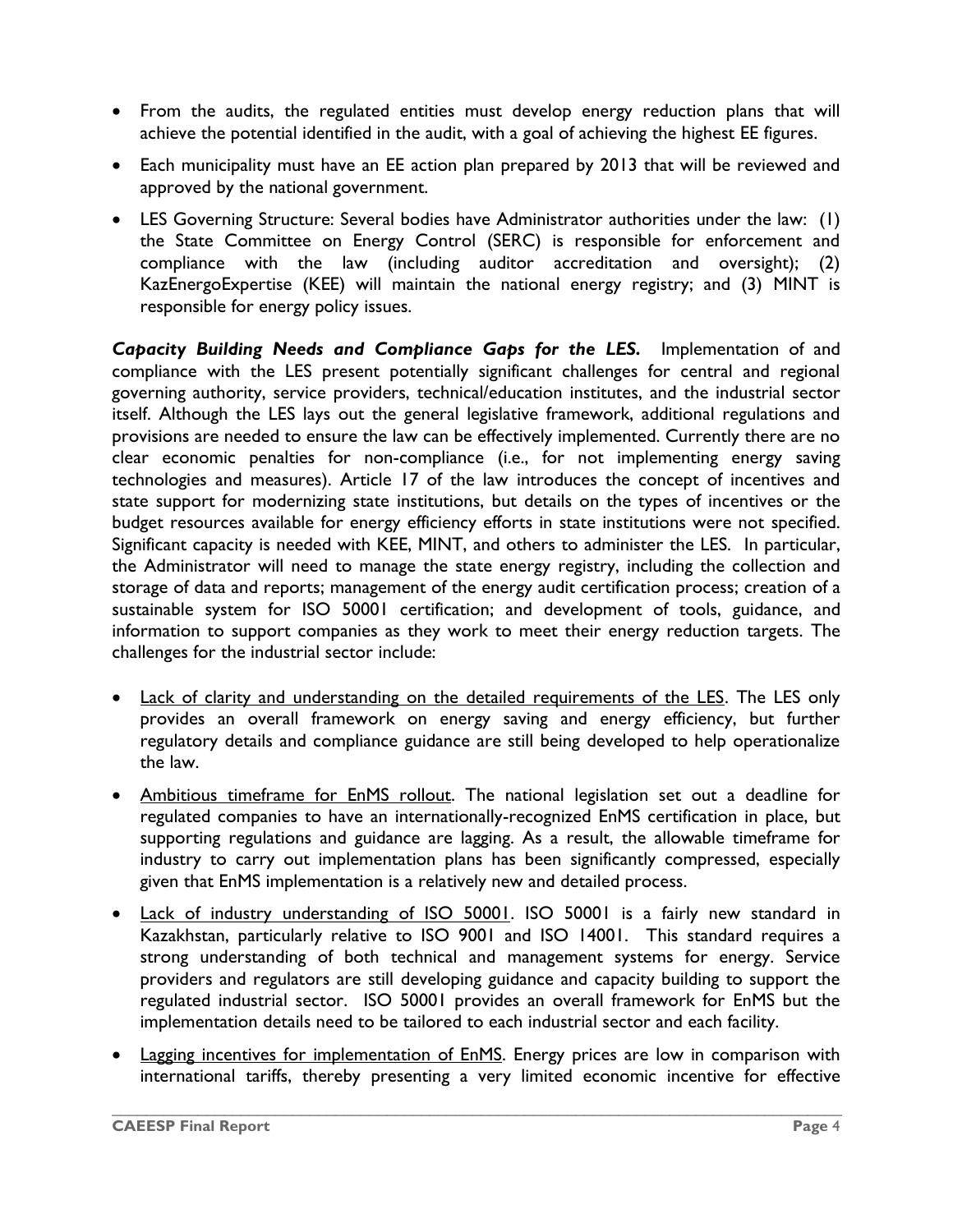- From the audits, the regulated entities must develop energy reduction plans that will achieve the potential identified in the audit, with a goal of achieving the highest EE figures.
- Each municipality must have an EE action plan prepared by 2013 that will be reviewed and approved by the national government.
- LES Governing Structure: Several bodies have Administrator authorities under the law: (1) the State Committee on Energy Control (SERC) is responsible for enforcement and compliance with the law (including auditor accreditation and oversight); (2) KazEnergoExpertise (KEE) will maintain the national energy registry; and (3) MINT is responsible for energy policy issues.

***Capacity Building Needs and Compliance Gaps for the LES.*** Implementation of and compliance with the LES present potentially significant challenges for central and regional governing authority, service providers, technical/education institutes, and the industrial sector itself. Although the LES lays out the general legislative framework, additional regulations and provisions are needed to ensure the law can be effectively implemented. Currently there are no clear economic penalties for non-compliance (i.e., for not implementing energy saving technologies and measures). Article 17 of the law introduces the concept of incentives and state support for modernizing state institutions, but details on the types of incentives or the budget resources available for energy efficiency efforts in state institutions were not specified. Significant capacity is needed with KEE, MINT, and others to administer the LES. In particular, the Administrator will need to manage the state energy registry, including the collection and storage of data and reports; management of the energy audit certification process; creation of a sustainable system for ISO 50001 certification; and development of tools, guidance, and information to support companies as they work to meet their energy reduction targets. The challenges for the industrial sector include:

- Lack of clarity and understanding on the detailed requirements of the LES. The LES only provides an overall framework on energy saving and energy efficiency, but further regulatory details and compliance guidance are still being developed to help operationalize the law.
- Ambitious timeframe for EnMS rollout. The national legislation set out a deadline for regulated companies to have an internationally-recognized EnMS certification in place, but supporting regulations and guidance are lagging. As a result, the allowable timeframe for industry to carry out implementation plans has been significantly compressed, especially given that EnMS implementation is a relatively new and detailed process.
- Lack of industry understanding of ISO 50001. ISO 50001 is a fairly new standard in Kazakhstan, particularly relative to ISO 9001 and ISO 14001. This standard requires a strong understanding of both technical and management systems for energy. Service providers and regulators are still developing guidance and capacity building to support the regulated industrial sector. ISO 50001 provides an overall framework for EnMS but the implementation details need to be tailored to each industrial sector and each facility.
- Lagging incentives for implementation of EnMS. Energy prices are low in comparison with international tariffs, thereby presenting a very limited economic incentive for effective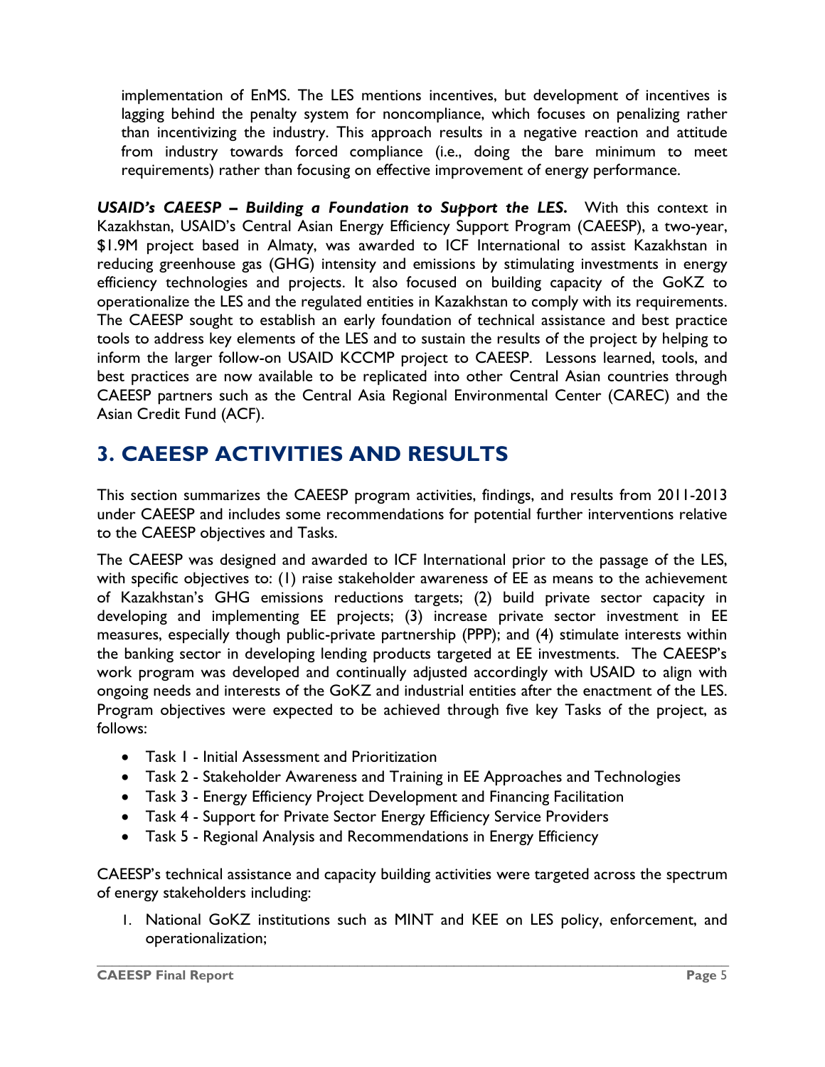implementation of EnMS. The LES mentions incentives, but development of incentives is lagging behind the penalty system for noncompliance, which focuses on penalizing rather than incentivizing the industry. This approach results in a negative reaction and attitude from industry towards forced compliance (i.e., doing the bare minimum to meet requirements) rather than focusing on effective improvement of energy performance.

***USAID's CAEESP – Building a Foundation to Support the LES.*** With this context in Kazakhstan, USAID's Central Asian Energy Efficiency Support Program (CAEESP), a two-year, $1.9M project based in Almaty, was awarded to ICF International to assist Kazakhstan in reducing greenhouse gas (GHG) intensity and emissions by stimulating investments in energy efficiency technologies and projects. It also focused on building capacity of the GoKZ to operationalize the LES and the regulated entities in Kazakhstan to comply with its requirements. The CAEESP sought to establish an early foundation of technical assistance and best practice tools to address key elements of the LES and to sustain the results of the project by helping to inform the larger follow-on USAID KCCMP project to CAEESP. Lessons learned, tools, and best practices are now available to be replicated into other Central Asian countries through CAEESP partners such as the Central Asia Regional Environmental Center (CAREC) and the Asian Credit Fund (ACF).

# 3. CAEESP ACTIVITIES AND RESULTS

This section summarizes the CAEESP program activities, findings, and results from 2011-2013 under CAEESP and includes some recommendations for potential further interventions relative to the CAEESP objectives and Tasks.

The CAEESP was designed and awarded to ICF International prior to the passage of the LES, with specific objectives to: (1) raise stakeholder awareness of EE as means to the achievement of Kazakhstan's GHG emissions reductions targets; (2) build private sector capacity in developing and implementing EE projects; (3) increase private sector investment in EE measures, especially though public-private partnership (PPP); and (4) stimulate interests within the banking sector in developing lending products targeted at EE investments. The CAEESP's work program was developed and continually adjusted accordingly with USAID to align with ongoing needs and interests of the GoKZ and industrial entities after the enactment of the LES. Program objectives were expected to be achieved through five key Tasks of the project, as follows:

- Task 1 - Initial Assessment and Prioritization
- Task 2 - Stakeholder Awareness and Training in EE Approaches and Technologies
- Task 3 - Energy Efficiency Project Development and Financing Facilitation
- Task 4 - Support for Private Sector Energy Efficiency Service Providers
- Task 5 - Regional Analysis and Recommendations in Energy Efficiency

CAEESP's technical assistance and capacity building activities were targeted across the spectrum of energy stakeholders including:

1. National GoKZ institutions such as MINT and KEE on LES policy, enforcement, and operationalization;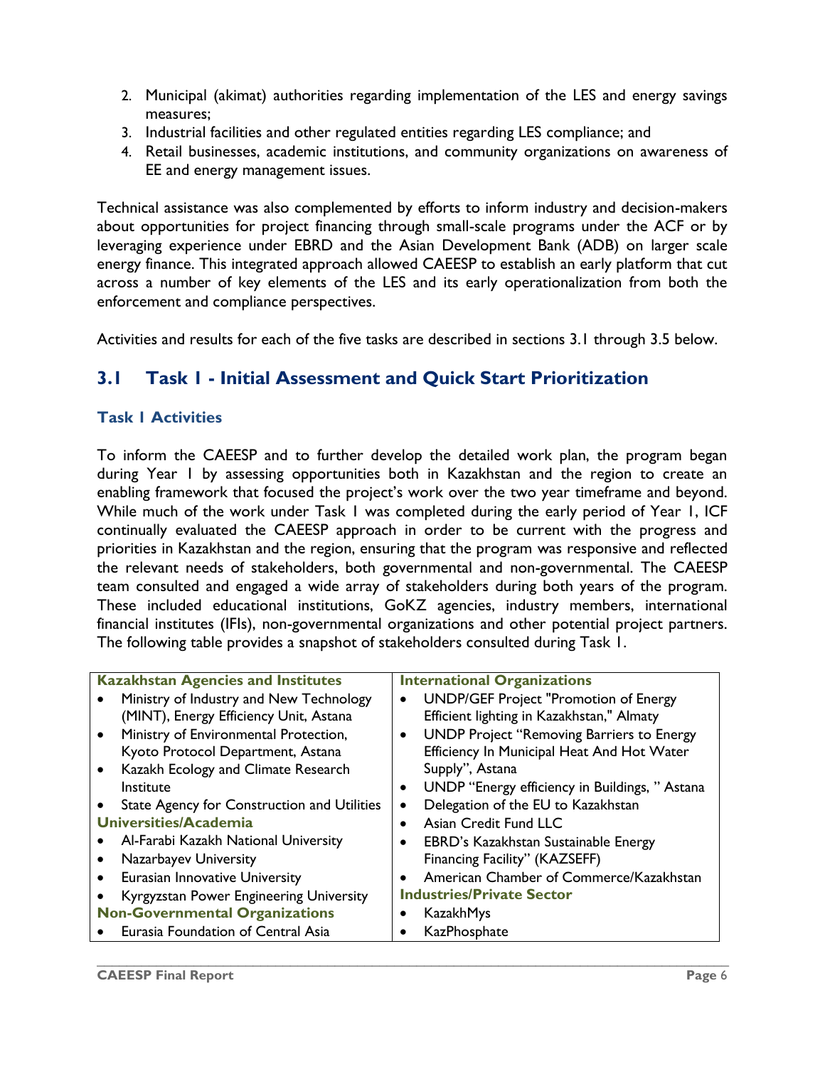2. Municipal (akimat) authorities regarding implementation of the LES and energy savings measures;
3. Industrial facilities and other regulated entities regarding LES compliance; and
4. Retail businesses, academic institutions, and community organizations on awareness of EE and energy management issues.

Technical assistance was also complemented by efforts to inform industry and decision-makers about opportunities for project financing through small-scale programs under the ACF or by leveraging experience under EBRD and the Asian Development Bank (ADB) on larger scale energy finance. This integrated approach allowed CAEESP to establish an early platform that cut across a number of key elements of the LES and its early operationalization from both the enforcement and compliance perspectives.

Activities and results for each of the five tasks are described in sections 3.1 through 3.5 below.

## 3.1 Task 1 - Initial Assessment and Quick Start Prioritization

### Task 1 Activities

To inform the CAEESP and to further develop the detailed work plan, the program began during Year 1 by assessing opportunities both in Kazakhstan and the region to create an enabling framework that focused the project's work over the two year timeframe and beyond. While much of the work under Task 1 was completed during the early period of Year 1, ICF continually evaluated the CAEESP approach in order to be current with the progress and priorities in Kazakhstan and the region, ensuring that the program was responsive and reflected the relevant needs of stakeholders, both governmental and non-governmental. The CAEESP team consulted and engaged a wide array of stakeholders during both years of the program. These included educational institutions, GoKZ agencies, industry members, international financial institutes (IFIs), non-governmental organizations and other potential project partners. The following table provides a snapshot of stakeholders consulted during Task 1.

| **Kazakhstan Agencies and Institutes** | **International Organizations** |
|---|---|
| • Ministry of Industry and New Technology (MINT), Energy Efficiency Unit, Astana<br>• Ministry of Environmental Protection, Kyoto Protocol Department, Astana<br>• Kazakh Ecology and Climate Research Institute<br>• State Agency for Construction and Utilities | • UNDP/GEF Project "Promotion of Energy Efficient lighting in Kazakhstan," Almaty<br>• UNDP Project "Removing Barriers to Energy Efficiency In Municipal Heat And Hot Water Supply", Astana<br>• UNDP "Energy efficiency in Buildings, " Astana<br>• Delegation of the EU to Kazakhstan<br>• Asian Credit Fund LLC<br>• EBRD's Kazakhstan Sustainable Energy Financing Facility" (KAZSEFF)<br>• American Chamber of Commerce/Kazakhstan |
| **Universities/Academia**<br>• Al-Farabi Kazakh National University<br>• Nazarbayev University<br>• Eurasian Innovative University<br>• Kyrgyzstan Power Engineering University | |
| **Non-Governmental Organizations**<br>• Eurasia Foundation of Central Asia | **Industries/Private Sector**<br>• KazakhMys<br>• KazPhosphate |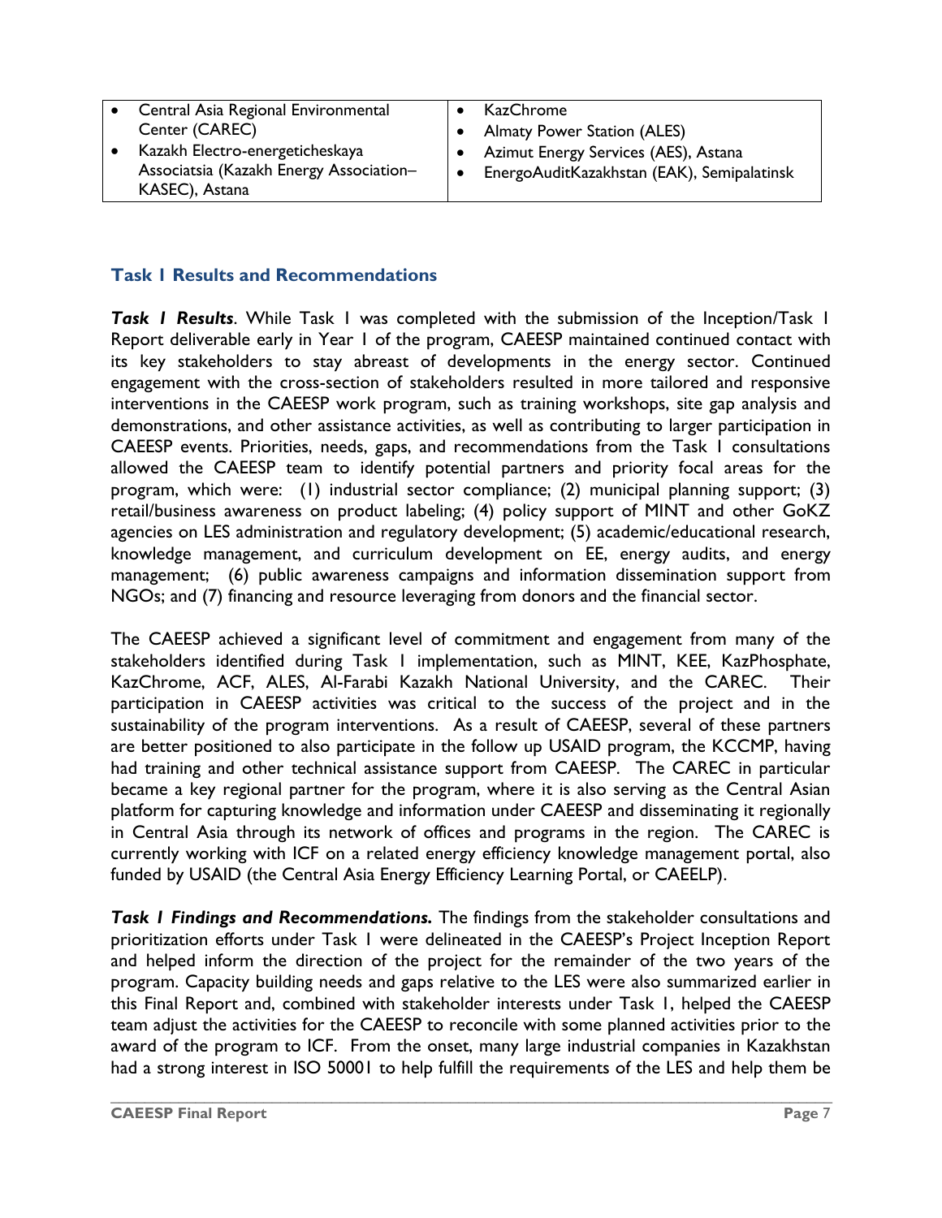| | |
|---|---|
| • Central Asia Regional Environmental Center (CAREC)<br>• Kazakh Electro-energeticheskaya Associatsia (Kazakh Energy Association–KASEC), Astana | • KazChrome<br>• Almaty Power Station (ALES)<br>• Azimut Energy Services (AES), Astana<br>• EnergoAuditKazakhstan (EAK), Semipalatinsk |

### Task 1 Results and Recommendations

***Task 1 Results***. While Task 1 was completed with the submission of the Inception/Task 1 Report deliverable early in Year 1 of the program, CAEESP maintained continued contact with its key stakeholders to stay abreast of developments in the energy sector. Continued engagement with the cross-section of stakeholders resulted in more tailored and responsive interventions in the CAEESP work program, such as training workshops, site gap analysis and demonstrations, and other assistance activities, as well as contributing to larger participation in CAEESP events. Priorities, needs, gaps, and recommendations from the Task 1 consultations allowed the CAEESP team to identify potential partners and priority focal areas for the program, which were: (1) industrial sector compliance; (2) municipal planning support; (3) retail/business awareness on product labeling; (4) policy support of MINT and other GoKZ agencies on LES administration and regulatory development; (5) academic/educational research, knowledge management, and curriculum development on EE, energy audits, and energy management; (6) public awareness campaigns and information dissemination support from NGOs; and (7) financing and resource leveraging from donors and the financial sector.

The CAEESP achieved a significant level of commitment and engagement from many of the stakeholders identified during Task 1 implementation, such as MINT, KEE, KazPhosphate, KazChrome, ACF, ALES, Al-Farabi Kazakh National University, and the CAREC. Their participation in CAEESP activities was critical to the success of the project and in the sustainability of the program interventions. As a result of CAEESP, several of these partners are better positioned to also participate in the follow up USAID program, the KCCMP, having had training and other technical assistance support from CAEESP. The CAREC in particular became a key regional partner for the program, where it is also serving as the Central Asian platform for capturing knowledge and information under CAEESP and disseminating it regionally in Central Asia through its network of offices and programs in the region. The CAREC is currently working with ICF on a related energy efficiency knowledge management portal, also funded by USAID (the Central Asia Energy Efficiency Learning Portal, or CAEELP).

***Task 1 Findings and Recommendations.*** The findings from the stakeholder consultations and prioritization efforts under Task 1 were delineated in the CAEESP's Project Inception Report and helped inform the direction of the project for the remainder of the two years of the program. Capacity building needs and gaps relative to the LES were also summarized earlier in this Final Report and, combined with stakeholder interests under Task 1, helped the CAEESP team adjust the activities for the CAEESP to reconcile with some planned activities prior to the award of the program to ICF. From the onset, many large industrial companies in Kazakhstan had a strong interest in ISO 50001 to help fulfill the requirements of the LES and help them be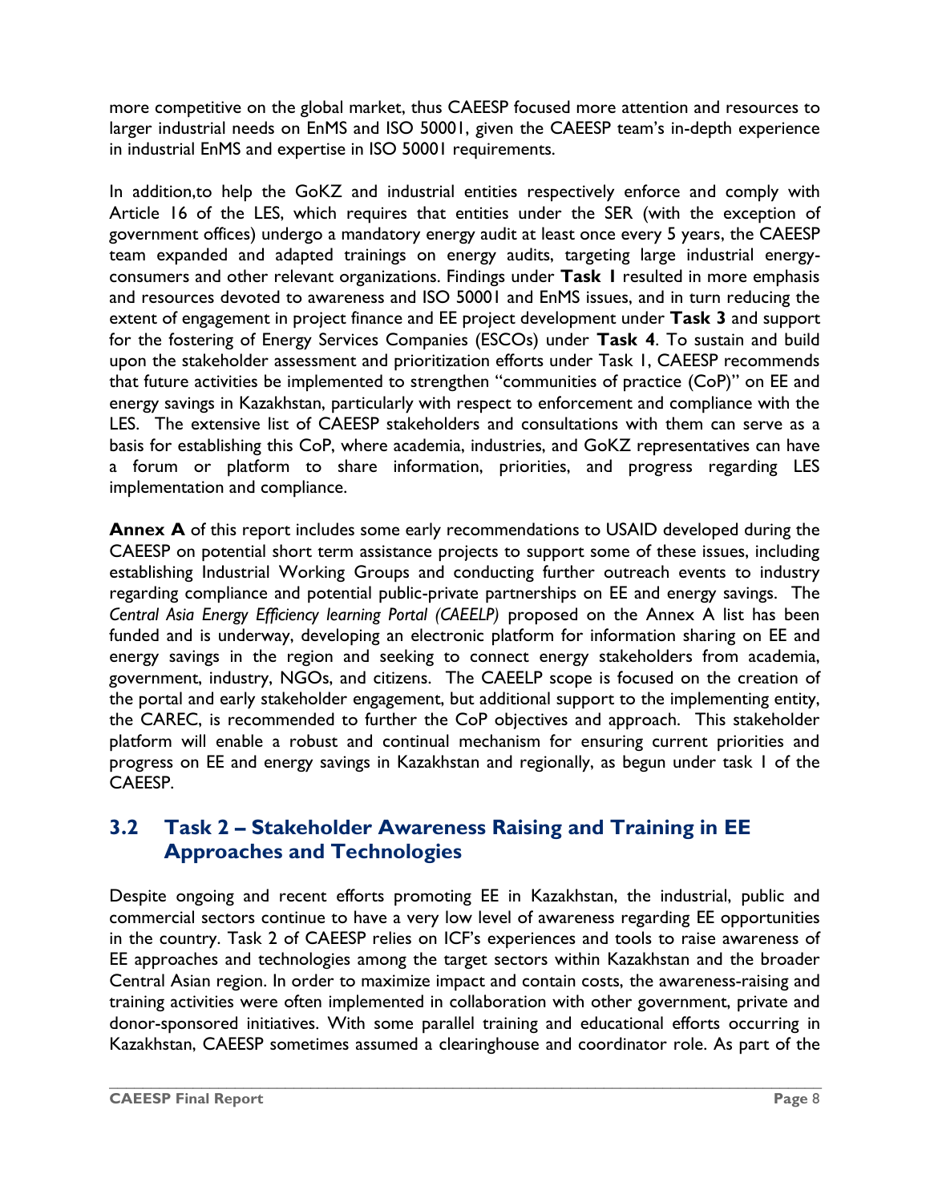more competitive on the global market, thus CAEESP focused more attention and resources to larger industrial needs on EnMS and ISO 50001, given the CAEESP team's in-depth experience in industrial EnMS and expertise in ISO 50001 requirements.

In addition,to help the GoKZ and industrial entities respectively enforce and comply with Article 16 of the LES, which requires that entities under the SER (with the exception of government offices) undergo a mandatory energy audit at least once every 5 years, the CAEESP team expanded and adapted trainings on energy audits, targeting large industrial energy-consumers and other relevant organizations. Findings under **Task 1** resulted in more emphasis and resources devoted to awareness and ISO 50001 and EnMS issues, and in turn reducing the extent of engagement in project finance and EE project development under **Task 3** and support for the fostering of Energy Services Companies (ESCOs) under **Task 4**. To sustain and build upon the stakeholder assessment and prioritization efforts under Task 1, CAEESP recommends that future activities be implemented to strengthen "communities of practice (CoP)" on EE and energy savings in Kazakhstan, particularly with respect to enforcement and compliance with the LES. The extensive list of CAEESP stakeholders and consultations with them can serve as a basis for establishing this CoP, where academia, industries, and GoKZ representatives can have a forum or platform to share information, priorities, and progress regarding LES implementation and compliance.

**Annex A** of this report includes some early recommendations to USAID developed during the CAEESP on potential short term assistance projects to support some of these issues, including establishing Industrial Working Groups and conducting further outreach events to industry regarding compliance and potential public-private partnerships on EE and energy savings. The *Central Asia Energy Efficiency learning Portal (CAEELP)* proposed on the Annex A list has been funded and is underway, developing an electronic platform for information sharing on EE and energy savings in the region and seeking to connect energy stakeholders from academia, government, industry, NGOs, and citizens. The CAEELP scope is focused on the creation of the portal and early stakeholder engagement, but additional support to the implementing entity, the CAREC, is recommended to further the CoP objectives and approach. This stakeholder platform will enable a robust and continual mechanism for ensuring current priorities and progress on EE and energy savings in Kazakhstan and regionally, as begun under task 1 of the CAEESP.

## 3.2 Task 2 – Stakeholder Awareness Raising and Training in EE Approaches and Technologies

Despite ongoing and recent efforts promoting EE in Kazakhstan, the industrial, public and commercial sectors continue to have a very low level of awareness regarding EE opportunities in the country. Task 2 of CAEESP relies on ICF's experiences and tools to raise awareness of EE approaches and technologies among the target sectors within Kazakhstan and the broader Central Asian region. In order to maximize impact and contain costs, the awareness-raising and training activities were often implemented in collaboration with other government, private and donor-sponsored initiatives. With some parallel training and educational efforts occurring in Kazakhstan, CAEESP sometimes assumed a clearinghouse and coordinator role. As part of the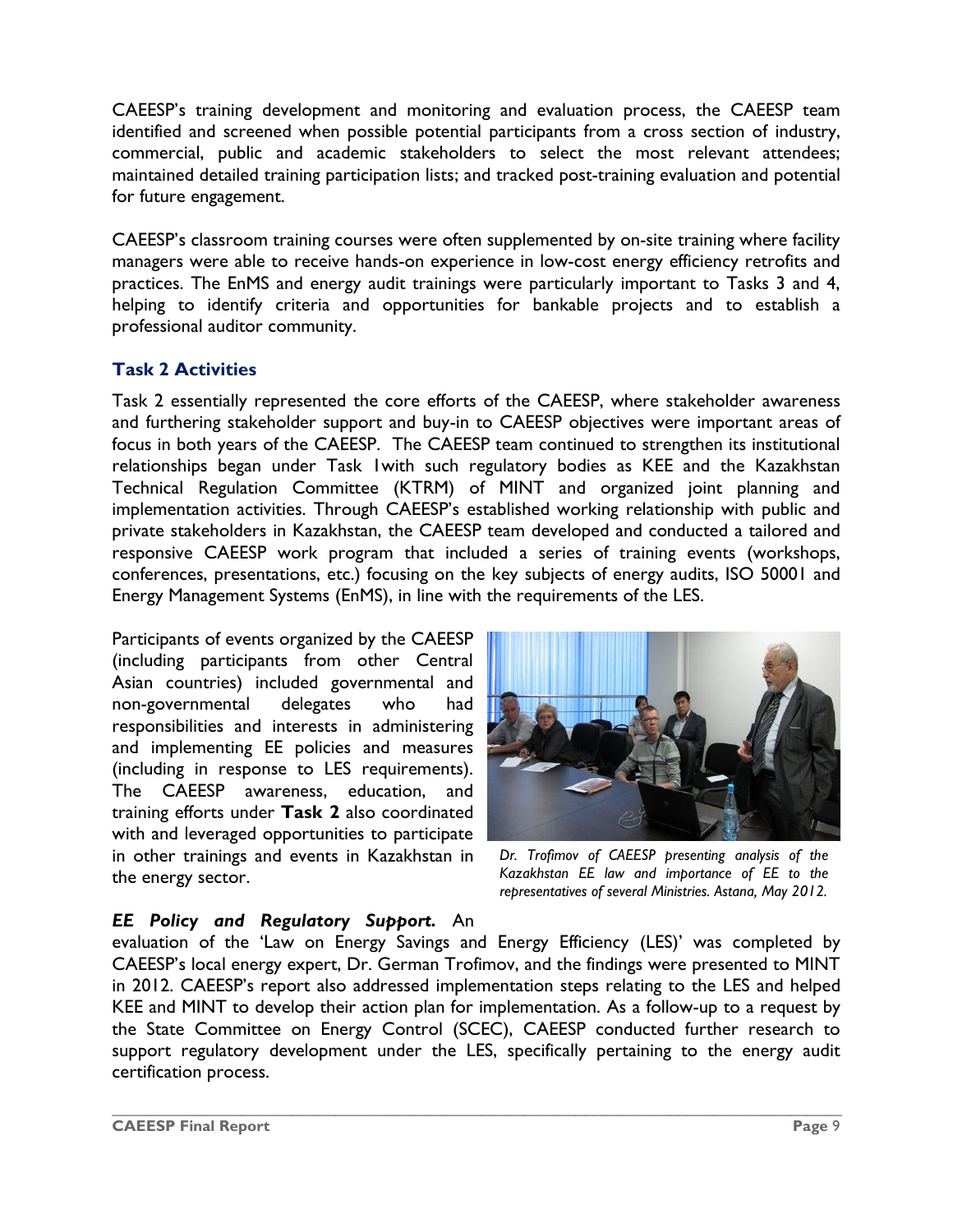CAEESP's training development and monitoring and evaluation process, the CAEESP team identified and screened when possible potential participants from a cross section of industry, commercial, public and academic stakeholders to select the most relevant attendees; maintained detailed training participation lists; and tracked post-training evaluation and potential for future engagement.

CAEESP's classroom training courses were often supplemented by on-site training where facility managers were able to receive hands-on experience in low-cost energy efficiency retrofits and practices. The EnMS and energy audit trainings were particularly important to Tasks 3 and 4, helping to identify criteria and opportunities for bankable projects and to establish a professional auditor community.

### Task 2 Activities

Task 2 essentially represented the core efforts of the CAEESP, where stakeholder awareness and furthering stakeholder support and buy-in to CAEESP objectives were important areas of focus in both years of the CAEESP. The CAEESP team continued to strengthen its institutional relationships began under Task 1with such regulatory bodies as KEE and the Kazakhstan Technical Regulation Committee (KTRM) of MINT and organized joint planning and implementation activities. Through CAEESP's established working relationship with public and private stakeholders in Kazakhstan, the CAEESP team developed and conducted a tailored and responsive CAEESP work program that included a series of training events (workshops, conferences, presentations, etc.) focusing on the key subjects of energy audits, ISO 50001 and Energy Management Systems (EnMS), in line with the requirements of the LES.

Participants of events organized by the CAEESP (including participants from other Central Asian countries) included governmental and non-governmental delegates who had responsibilities and interests in administering and implementing EE policies and measures (including in response to LES requirements). The CAEESP awareness, education, and training efforts under **Task 2** also coordinated with and leveraged opportunities to participate in other trainings and events in Kazakhstan in the energy sector.

*Dr. Trofimov of CAEESP presenting analysis of the Kazakhstan EE law and importance of EE to the representatives of several Ministries. Astana, May 2012.*

***EE Policy and Regulatory Support.*** An evaluation of the 'Law on Energy Savings and Energy Efficiency (LES)' was completed by CAEESP's local energy expert, Dr. German Trofimov, and the findings were presented to MINT in 2012. CAEESP's report also addressed implementation steps relating to the LES and helped KEE and MINT to develop their action plan for implementation. As a follow-up to a request by the State Committee on Energy Control (SCEC), CAEESP conducted further research to support regulatory development under the LES, specifically pertaining to the energy audit certification process.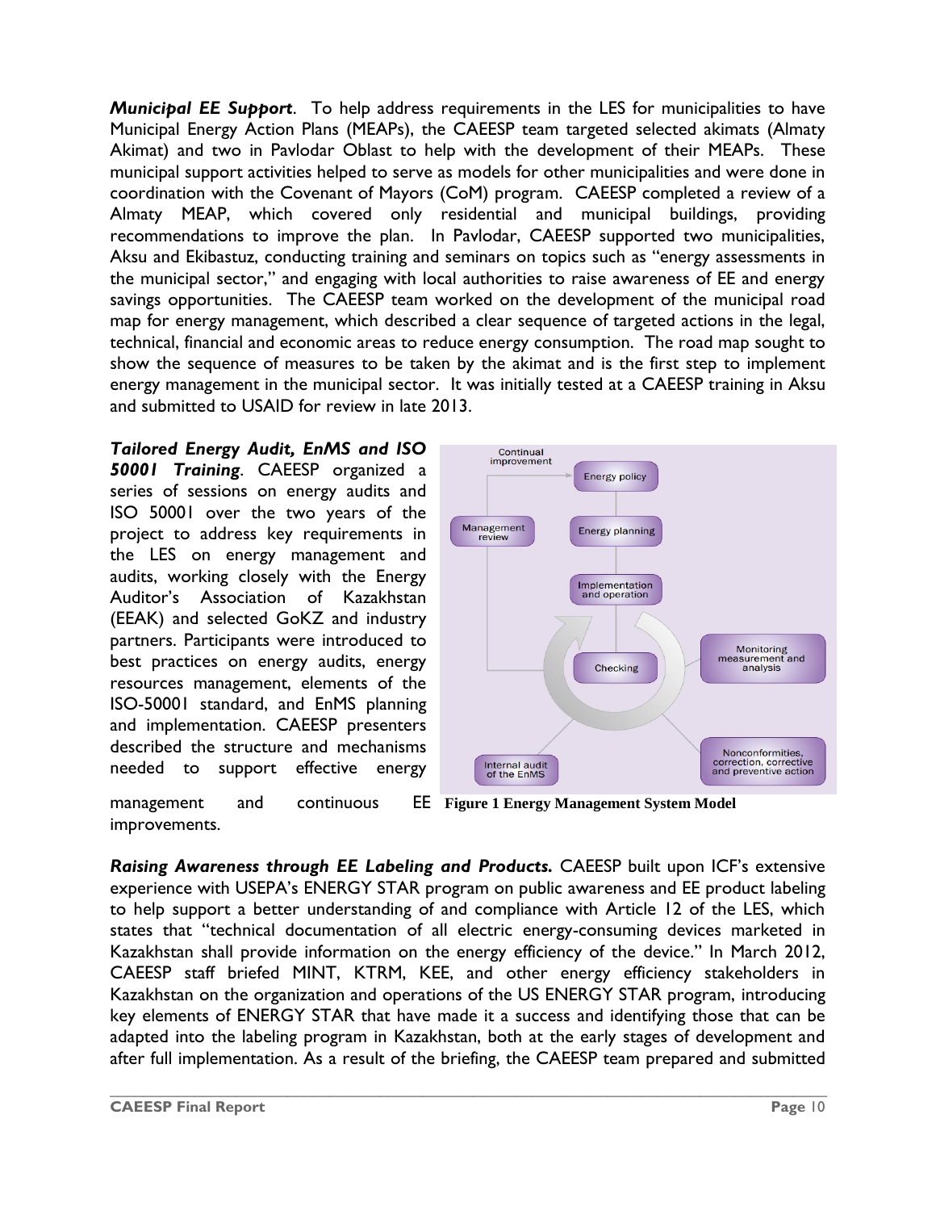***Municipal EE Support***. To help address requirements in the LES for municipalities to have Municipal Energy Action Plans (MEAPs), the CAEESP team targeted selected akimats (Almaty Akimat) and two in Pavlodar Oblast to help with the development of their MEAPs. These municipal support activities helped to serve as models for other municipalities and were done in coordination with the Covenant of Mayors (CoM) program. CAEESP completed a review of a Almaty MEAP, which covered only residential and municipal buildings, providing recommendations to improve the plan. In Pavlodar, CAEESP supported two municipalities, Aksu and Ekibastuz, conducting training and seminars on topics such as "energy assessments in the municipal sector," and engaging with local authorities to raise awareness of EE and energy savings opportunities. The CAEESP team worked on the development of the municipal road map for energy management, which described a clear sequence of targeted actions in the legal, technical, financial and economic areas to reduce energy consumption. The road map sought to show the sequence of measures to be taken by the akimat and is the first step to implement energy management in the municipal sector. It was initially tested at a CAEESP training in Aksu and submitted to USAID for review in late 2013.

***Tailored Energy Audit, EnMS and ISO 50001 Training***. CAEESP organized a series of sessions on energy audits and ISO 50001 over the two years of the project to address key requirements in the LES on energy management and audits, working closely with the Energy Auditor's Association of Kazakhstan (EEAK) and selected GoKZ and industry partners. Participants were introduced to best practices on energy audits, energy resources management, elements of the ISO-50001 standard, and EnMS planning and implementation. CAEESP presenters described the structure and mechanisms needed to support effective energy management and continuous EE improvements.

**Figure 1 Energy Management System Model**

***Raising Awareness through EE Labeling and Products.*** CAEESP built upon ICF's extensive experience with USEPA's ENERGY STAR program on public awareness and EE product labeling to help support a better understanding of and compliance with Article 12 of the LES, which states that "technical documentation of all electric energy-consuming devices marketed in Kazakhstan shall provide information on the energy efficiency of the device." In March 2012, CAEESP staff briefed MINT, KTRM, KEE, and other energy efficiency stakeholders in Kazakhstan on the organization and operations of the US ENERGY STAR program, introducing key elements of ENERGY STAR that have made it a success and identifying those that can be adapted into the labeling program in Kazakhstan, both at the early stages of development and after full implementation. As a result of the briefing, the CAEESP team prepared and submitted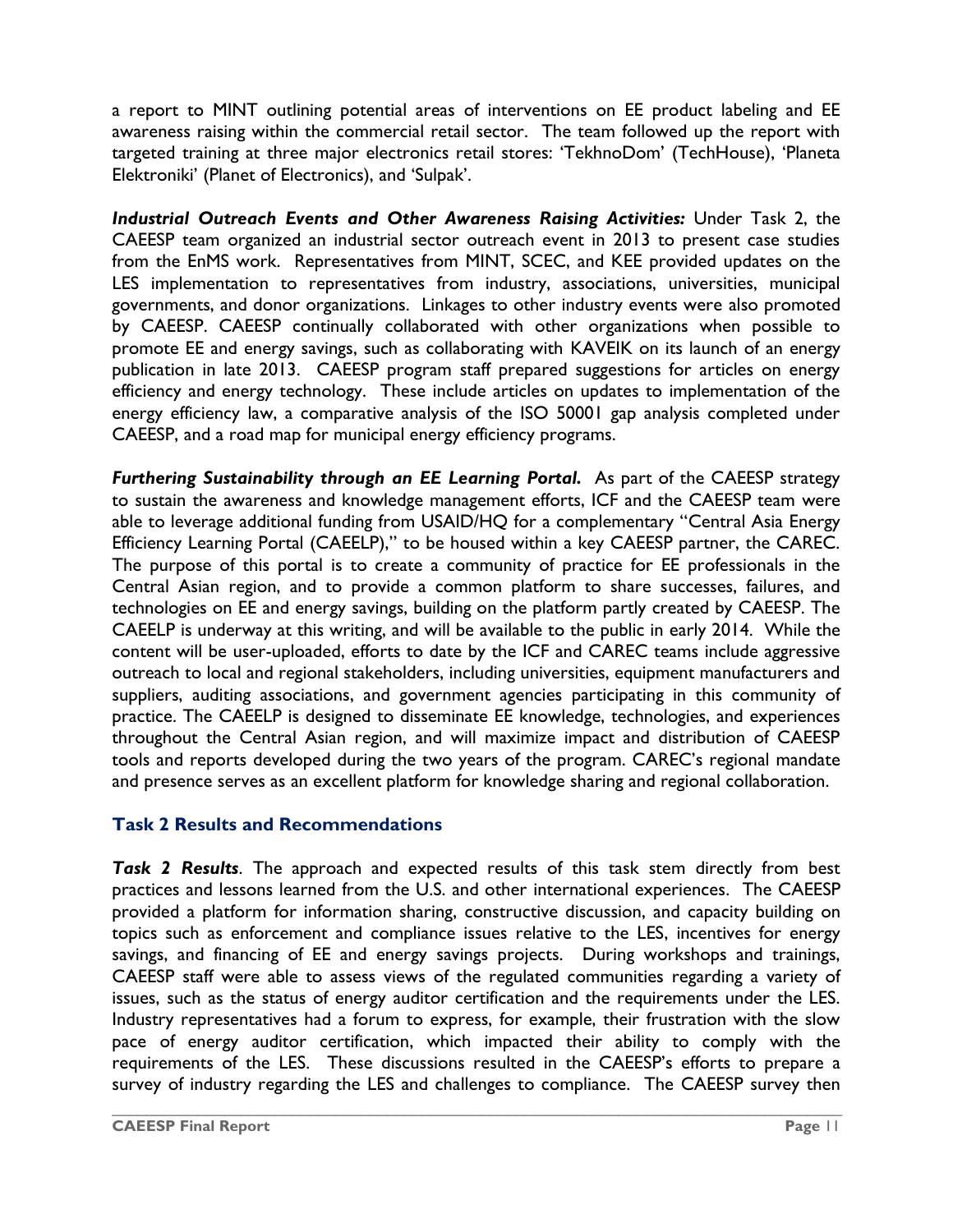a report to MINT outlining potential areas of interventions on EE product labeling and EE awareness raising within the commercial retail sector. The team followed up the report with targeted training at three major electronics retail stores: 'TekhnoDom' (TechHouse), 'Planeta Elektroniki' (Planet of Electronics), and 'Sulpak'.

***Industrial Outreach Events and Other Awareness Raising Activities:*** Under Task 2, the CAEESP team organized an industrial sector outreach event in 2013 to present case studies from the EnMS work. Representatives from MINT, SCEC, and KEE provided updates on the LES implementation to representatives from industry, associations, universities, municipal governments, and donor organizations. Linkages to other industry events were also promoted by CAEESP. CAEESP continually collaborated with other organizations when possible to promote EE and energy savings, such as collaborating with KAVEIK on its launch of an energy publication in late 2013. CAEESP program staff prepared suggestions for articles on energy efficiency and energy technology. These include articles on updates to implementation of the energy efficiency law, a comparative analysis of the ISO 50001 gap analysis completed under CAEESP, and a road map for municipal energy efficiency programs.

***Furthering Sustainability through an EE Learning Portal.*** As part of the CAEESP strategy to sustain the awareness and knowledge management efforts, ICF and the CAEESP team were able to leverage additional funding from USAID/HQ for a complementary "Central Asia Energy Efficiency Learning Portal (CAEELP)," to be housed within a key CAEESP partner, the CAREC. The purpose of this portal is to create a community of practice for EE professionals in the Central Asian region, and to provide a common platform to share successes, failures, and technologies on EE and energy savings, building on the platform partly created by CAEESP. The CAEELP is underway at this writing, and will be available to the public in early 2014. While the content will be user-uploaded, efforts to date by the ICF and CAREC teams include aggressive outreach to local and regional stakeholders, including universities, equipment manufacturers and suppliers, auditing associations, and government agencies participating in this community of practice. The CAEELP is designed to disseminate EE knowledge, technologies, and experiences throughout the Central Asian region, and will maximize impact and distribution of CAEESP tools and reports developed during the two years of the program. CAREC's regional mandate and presence serves as an excellent platform for knowledge sharing and regional collaboration.

### Task 2 Results and Recommendations

***Task 2 Results***. The approach and expected results of this task stem directly from best practices and lessons learned from the U.S. and other international experiences. The CAEESP provided a platform for information sharing, constructive discussion, and capacity building on topics such as enforcement and compliance issues relative to the LES, incentives for energy savings, and financing of EE and energy savings projects. During workshops and trainings, CAEESP staff were able to assess views of the regulated communities regarding a variety of issues, such as the status of energy auditor certification and the requirements under the LES. Industry representatives had a forum to express, for example, their frustration with the slow pace of energy auditor certification, which impacted their ability to comply with the requirements of the LES. These discussions resulted in the CAEESP's efforts to prepare a survey of industry regarding the LES and challenges to compliance. The CAEESP survey then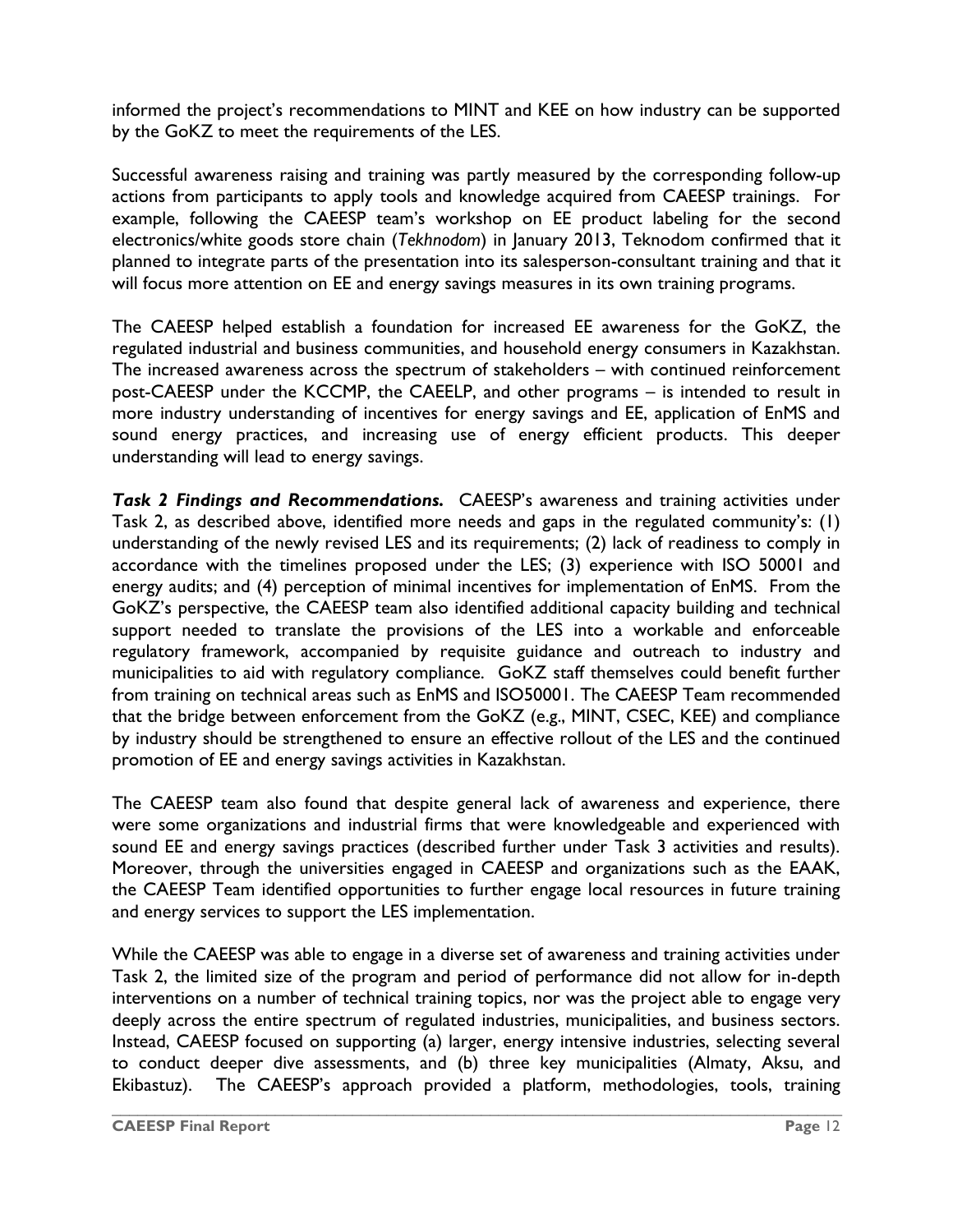informed the project's recommendations to MINT and KEE on how industry can be supported by the GoKZ to meet the requirements of the LES.

Successful awareness raising and training was partly measured by the corresponding follow-up actions from participants to apply tools and knowledge acquired from CAEESP trainings. For example, following the CAEESP team's workshop on EE product labeling for the second electronics/white goods store chain (*Tekhnodom*) in January 2013, Teknodom confirmed that it planned to integrate parts of the presentation into its salesperson-consultant training and that it will focus more attention on EE and energy savings measures in its own training programs.

The CAEESP helped establish a foundation for increased EE awareness for the GoKZ, the regulated industrial and business communities, and household energy consumers in Kazakhstan. The increased awareness across the spectrum of stakeholders – with continued reinforcement post-CAEESP under the KCCMP, the CAEELP, and other programs – is intended to result in more industry understanding of incentives for energy savings and EE, application of EnMS and sound energy practices, and increasing use of energy efficient products. This deeper understanding will lead to energy savings.

***Task 2 Findings and Recommendations.*** CAEESP's awareness and training activities under Task 2, as described above, identified more needs and gaps in the regulated community's: (1) understanding of the newly revised LES and its requirements; (2) lack of readiness to comply in accordance with the timelines proposed under the LES; (3) experience with ISO 50001 and energy audits; and (4) perception of minimal incentives for implementation of EnMS. From the GoKZ's perspective, the CAEESP team also identified additional capacity building and technical support needed to translate the provisions of the LES into a workable and enforceable regulatory framework, accompanied by requisite guidance and outreach to industry and municipalities to aid with regulatory compliance. GoKZ staff themselves could benefit further from training on technical areas such as EnMS and ISO50001. The CAEESP Team recommended that the bridge between enforcement from the GoKZ (e.g., MINT, CSEC, KEE) and compliance by industry should be strengthened to ensure an effective rollout of the LES and the continued promotion of EE and energy savings activities in Kazakhstan.

The CAEESP team also found that despite general lack of awareness and experience, there were some organizations and industrial firms that were knowledgeable and experienced with sound EE and energy savings practices (described further under Task 3 activities and results). Moreover, through the universities engaged in CAEESP and organizations such as the EAAK, the CAEESP Team identified opportunities to further engage local resources in future training and energy services to support the LES implementation.

While the CAEESP was able to engage in a diverse set of awareness and training activities under Task 2, the limited size of the program and period of performance did not allow for in-depth interventions on a number of technical training topics, nor was the project able to engage very deeply across the entire spectrum of regulated industries, municipalities, and business sectors. Instead, CAEESP focused on supporting (a) larger, energy intensive industries, selecting several to conduct deeper dive assessments, and (b) three key municipalities (Almaty, Aksu, and Ekibastuz). The CAEESP's approach provided a platform, methodologies, tools, training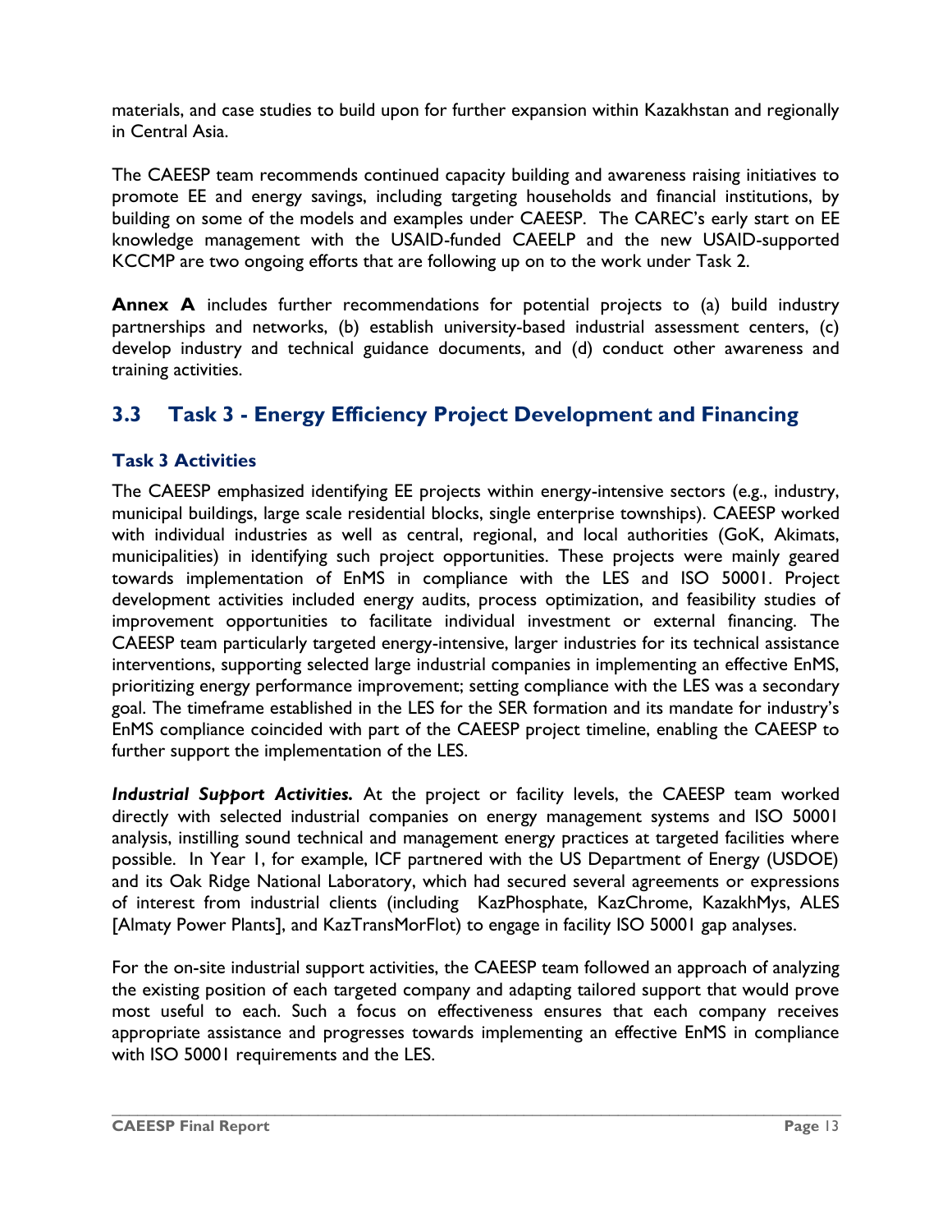materials, and case studies to build upon for further expansion within Kazakhstan and regionally in Central Asia.

The CAEESP team recommends continued capacity building and awareness raising initiatives to promote EE and energy savings, including targeting households and financial institutions, by building on some of the models and examples under CAEESP. The CAREC's early start on EE knowledge management with the USAID-funded CAEELP and the new USAID-supported KCCMP are two ongoing efforts that are following up on to the work under Task 2.

**Annex A** includes further recommendations for potential projects to (a) build industry partnerships and networks, (b) establish university-based industrial assessment centers, (c) develop industry and technical guidance documents, and (d) conduct other awareness and training activities.

## 3.3 Task 3 - Energy Efficiency Project Development and Financing

### Task 3 Activities

The CAEESP emphasized identifying EE projects within energy-intensive sectors (e.g., industry, municipal buildings, large scale residential blocks, single enterprise townships). CAEESP worked with individual industries as well as central, regional, and local authorities (GoK, Akimats, municipalities) in identifying such project opportunities. These projects were mainly geared towards implementation of EnMS in compliance with the LES and ISO 50001. Project development activities included energy audits, process optimization, and feasibility studies of improvement opportunities to facilitate individual investment or external financing. The CAEESP team particularly targeted energy-intensive, larger industries for its technical assistance interventions, supporting selected large industrial companies in implementing an effective EnMS, prioritizing energy performance improvement; setting compliance with the LES was a secondary goal. The timeframe established in the LES for the SER formation and its mandate for industry's EnMS compliance coincided with part of the CAEESP project timeline, enabling the CAEESP to further support the implementation of the LES.

***Industrial Support Activities.*** At the project or facility levels, the CAEESP team worked directly with selected industrial companies on energy management systems and ISO 50001 analysis, instilling sound technical and management energy practices at targeted facilities where possible. In Year 1, for example, ICF partnered with the US Department of Energy (USDOE) and its Oak Ridge National Laboratory, which had secured several agreements or expressions of interest from industrial clients (including KazPhosphate, KazChrome, KazakhMys, ALES [Almaty Power Plants], and KazTransMorFlot) to engage in facility ISO 50001 gap analyses.

For the on-site industrial support activities, the CAEESP team followed an approach of analyzing the existing position of each targeted company and adapting tailored support that would prove most useful to each. Such a focus on effectiveness ensures that each company receives appropriate assistance and progresses towards implementing an effective EnMS in compliance with ISO 50001 requirements and the LES.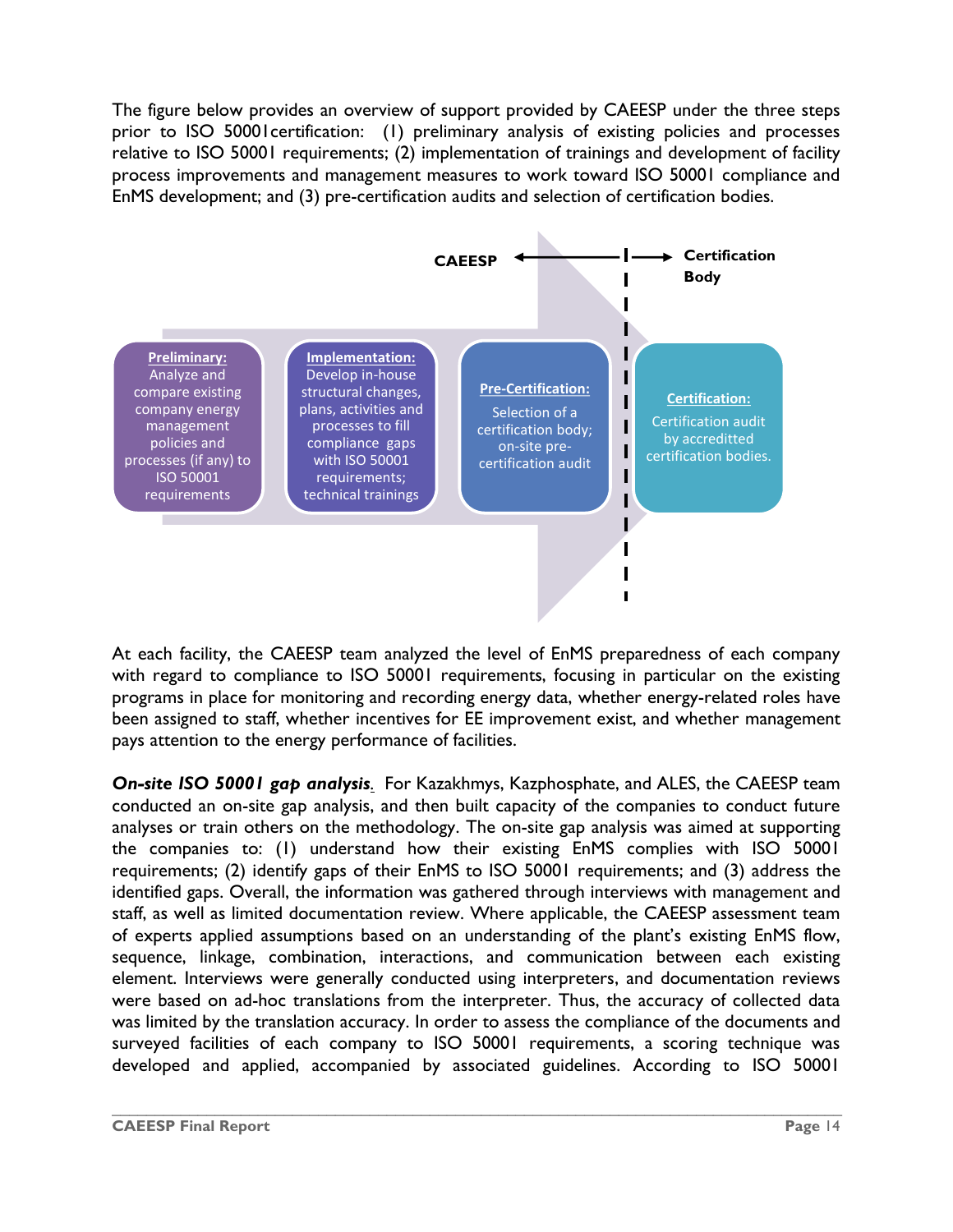The figure below provides an overview of support provided by CAEESP under the three steps prior to ISO 50001certification: (1) preliminary analysis of existing policies and processes relative to ISO 50001 requirements; (2) implementation of trainings and development of facility process improvements and management measures to work toward ISO 50001 compliance and EnMS development; and (3) pre-certification audits and selection of certification bodies.

**CAEESP** ← | → **Certification Body**

- **Preliminary:** Analyze and compare existing company energy management policies and processes (if any) to ISO 50001 requirements
- **Implementation:** Develop in-house structural changes, plans, activities and processes to fill compliance gaps with ISO 50001 requirements; technical trainings
- **Pre-Certification:** Selection of a certification body; on-site pre-certification audit
- **Certification:** Certification audit by accreditted certification bodies.

At each facility, the CAEESP team analyzed the level of EnMS preparedness of each company with regard to compliance to ISO 50001 requirements, focusing in particular on the existing programs in place for monitoring and recording energy data, whether energy-related roles have been assigned to staff, whether incentives for EE improvement exist, and whether management pays attention to the energy performance of facilities.

***On-site ISO 50001 gap analysis***. For Kazakhmys, Kazphosphate, and ALES, the CAEESP team conducted an on-site gap analysis, and then built capacity of the companies to conduct future analyses or train others on the methodology. The on-site gap analysis was aimed at supporting the companies to: (1) understand how their existing EnMS complies with ISO 50001 requirements; (2) identify gaps of their EnMS to ISO 50001 requirements; and (3) address the identified gaps. Overall, the information was gathered through interviews with management and staff, as well as limited documentation review. Where applicable, the CAEESP assessment team of experts applied assumptions based on an understanding of the plant's existing EnMS flow, sequence, linkage, combination, interactions, and communication between each existing element. Interviews were generally conducted using interpreters, and documentation reviews were based on ad-hoc translations from the interpreter. Thus, the accuracy of collected data was limited by the translation accuracy. In order to assess the compliance of the documents and surveyed facilities of each company to ISO 50001 requirements, a scoring technique was developed and applied, accompanied by associated guidelines. According to ISO 50001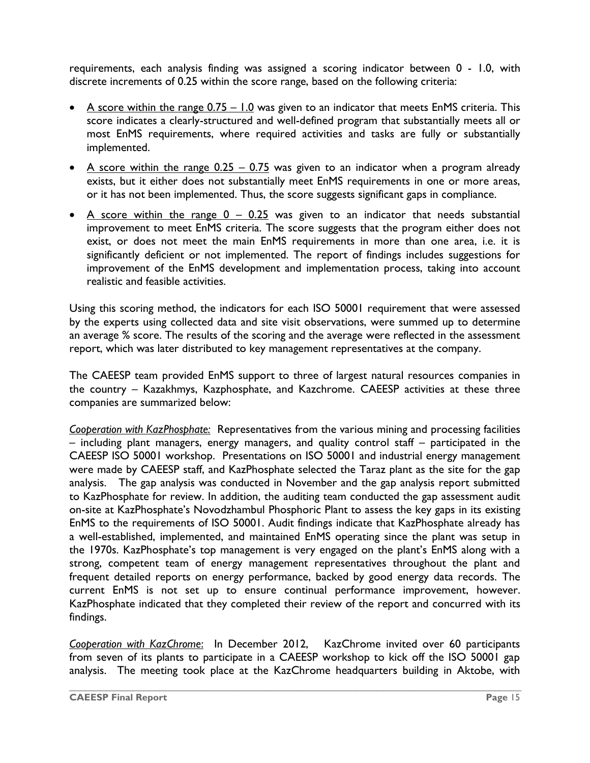requirements, each analysis finding was assigned a scoring indicator between 0 - 1.0, with discrete increments of 0.25 within the score range, based on the following criteria:

- <u>A score within the range 0.75 – 1.0</u> was given to an indicator that meets EnMS criteria. This score indicates a clearly-structured and well-defined program that substantially meets all or most EnMS requirements, where required activities and tasks are fully or substantially implemented.
- <u>A score within the range 0.25 – 0.75</u> was given to an indicator when a program already exists, but it either does not substantially meet EnMS requirements in one or more areas, or it has not been implemented. Thus, the score suggests significant gaps in compliance.
- <u>A score within the range 0 – 0.25</u> was given to an indicator that needs substantial improvement to meet EnMS criteria. The score suggests that the program either does not exist, or does not meet the main EnMS requirements in more than one area, i.e. it is significantly deficient or not implemented. The report of findings includes suggestions for improvement of the EnMS development and implementation process, taking into account realistic and feasible activities.

Using this scoring method, the indicators for each ISO 50001 requirement that were assessed by the experts using collected data and site visit observations, were summed up to determine an average % score. The results of the scoring and the average were reflected in the assessment report, which was later distributed to key management representatives at the company.

The CAEESP team provided EnMS support to three of largest natural resources companies in the country – Kazakhmys, Kazphosphate, and Kazchrome. CAEESP activities at these three companies are summarized below:

*<u>Cooperation with KazPhosphate:</u>* Representatives from the various mining and processing facilities – including plant managers, energy managers, and quality control staff – participated in the CAEESP ISO 50001 workshop. Presentations on ISO 50001 and industrial energy management were made by CAEESP staff, and KazPhosphate selected the Taraz plant as the site for the gap analysis. The gap analysis was conducted in November and the gap analysis report submitted to KazPhosphate for review. In addition, the auditing team conducted the gap assessment audit on-site at KazPhosphate's Novodzhambul Phosphoric Plant to assess the key gaps in its existing EnMS to the requirements of ISO 50001. Audit findings indicate that KazPhosphate already has a well-established, implemented, and maintained EnMS operating since the plant was setup in the 1970s. KazPhosphate's top management is very engaged on the plant's EnMS along with a strong, competent team of energy management representatives throughout the plant and frequent detailed reports on energy performance, backed by good energy data records. The current EnMS is not set up to ensure continual performance improvement, however. KazPhosphate indicated that they completed their review of the report and concurred with its findings.

*<u>Cooperation with KazChrome</u>*: In December 2012, KazChrome invited over 60 participants from seven of its plants to participate in a CAEESP workshop to kick off the ISO 50001 gap analysis. The meeting took place at the KazChrome headquarters building in Aktobe, with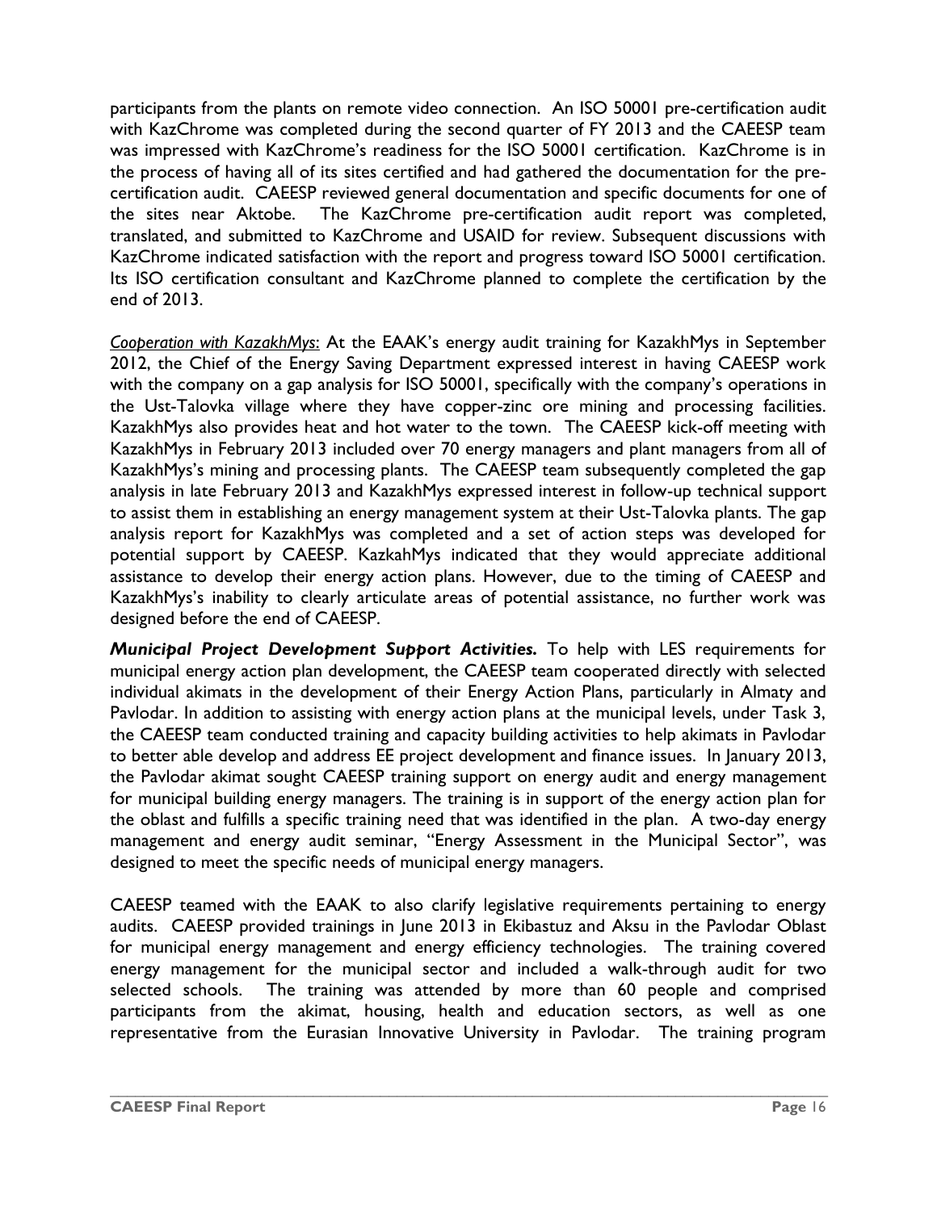participants from the plants on remote video connection. An ISO 50001 pre-certification audit with KazChrome was completed during the second quarter of FY 2013 and the CAEESP team was impressed with KazChrome's readiness for the ISO 50001 certification. KazChrome is in the process of having all of its sites certified and had gathered the documentation for the pre-certification audit. CAEESP reviewed general documentation and specific documents for one of the sites near Aktobe. The KazChrome pre-certification audit report was completed, translated, and submitted to KazChrome and USAID for review. Subsequent discussions with KazChrome indicated satisfaction with the report and progress toward ISO 50001 certification. Its ISO certification consultant and KazChrome planned to complete the certification by the end of 2013.

*Cooperation with KazakhMys*: At the EAAK's energy audit training for KazakhMys in September 2012, the Chief of the Energy Saving Department expressed interest in having CAEESP work with the company on a gap analysis for ISO 50001, specifically with the company's operations in the Ust-Talovka village where they have copper-zinc ore mining and processing facilities. KazakhMys also provides heat and hot water to the town. The CAEESP kick-off meeting with KazakhMys in February 2013 included over 70 energy managers and plant managers from all of KazakhMys's mining and processing plants. The CAEESP team subsequently completed the gap analysis in late February 2013 and KazakhMys expressed interest in follow-up technical support to assist them in establishing an energy management system at their Ust-Talovka plants. The gap analysis report for KazakhMys was completed and a set of action steps was developed for potential support by CAEESP. KazkahMys indicated that they would appreciate additional assistance to develop their energy action plans. However, due to the timing of CAEESP and KazakhMys's inability to clearly articulate areas of potential assistance, no further work was designed before the end of CAEESP.

***Municipal Project Development Support Activities.*** To help with LES requirements for municipal energy action plan development, the CAEESP team cooperated directly with selected individual akimats in the development of their Energy Action Plans, particularly in Almaty and Pavlodar. In addition to assisting with energy action plans at the municipal levels, under Task 3, the CAEESP team conducted training and capacity building activities to help akimats in Pavlodar to better able develop and address EE project development and finance issues. In January 2013, the Pavlodar akimat sought CAEESP training support on energy audit and energy management for municipal building energy managers. The training is in support of the energy action plan for the oblast and fulfills a specific training need that was identified in the plan. A two-day energy management and energy audit seminar, "Energy Assessment in the Municipal Sector", was designed to meet the specific needs of municipal energy managers.

CAEESP teamed with the EAAK to also clarify legislative requirements pertaining to energy audits. CAEESP provided trainings in June 2013 in Ekibastuz and Aksu in the Pavlodar Oblast for municipal energy management and energy efficiency technologies. The training covered energy management for the municipal sector and included a walk-through audit for two selected schools. The training was attended by more than 60 people and comprised participants from the akimat, housing, health and education sectors, as well as one representative from the Eurasian Innovative University in Pavlodar. The training program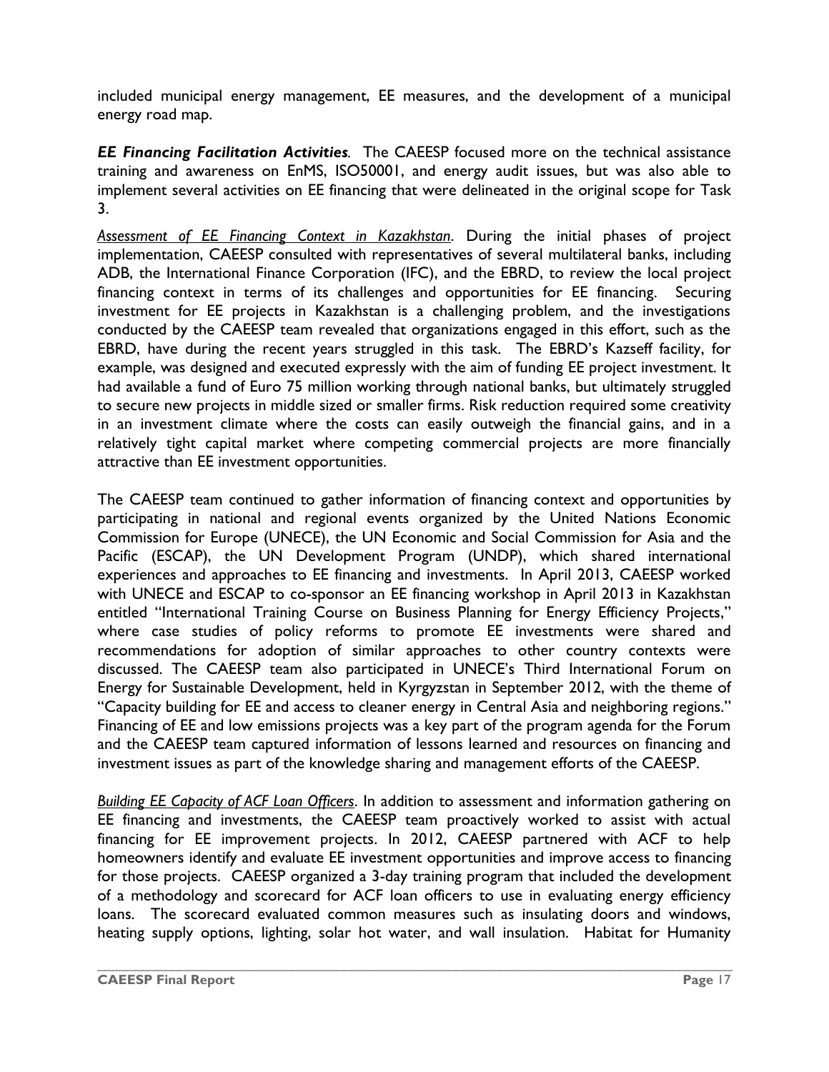included municipal energy management, EE measures, and the development of a municipal energy road map.

***EE Financing Facilitation Activities***. The CAEESP focused more on the technical assistance training and awareness on EnMS, ISO50001, and energy audit issues, but was also able to implement several activities on EE financing that were delineated in the original scope for Task 3.

*Assessment of EE Financing Context in Kazakhstan*. During the initial phases of project implementation, CAEESP consulted with representatives of several multilateral banks, including ADB, the International Finance Corporation (IFC), and the EBRD, to review the local project financing context in terms of its challenges and opportunities for EE financing. Securing investment for EE projects in Kazakhstan is a challenging problem, and the investigations conducted by the CAEESP team revealed that organizations engaged in this effort, such as the EBRD, have during the recent years struggled in this task. The EBRD's Kazseff facility, for example, was designed and executed expressly with the aim of funding EE project investment. It had available a fund of Euro 75 million working through national banks, but ultimately struggled to secure new projects in middle sized or smaller firms. Risk reduction required some creativity in an investment climate where the costs can easily outweigh the financial gains, and in a relatively tight capital market where competing commercial projects are more financially attractive than EE investment opportunities.

The CAEESP team continued to gather information of financing context and opportunities by participating in national and regional events organized by the United Nations Economic Commission for Europe (UNECE), the UN Economic and Social Commission for Asia and the Pacific (ESCAP), the UN Development Program (UNDP), which shared international experiences and approaches to EE financing and investments. In April 2013, CAEESP worked with UNECE and ESCAP to co-sponsor an EE financing workshop in April 2013 in Kazakhstan entitled "International Training Course on Business Planning for Energy Efficiency Projects," where case studies of policy reforms to promote EE investments were shared and recommendations for adoption of similar approaches to other country contexts were discussed. The CAEESP team also participated in UNECE's Third International Forum on Energy for Sustainable Development, held in Kyrgyzstan in September 2012, with the theme of "Capacity building for EE and access to cleaner energy in Central Asia and neighboring regions." Financing of EE and low emissions projects was a key part of the program agenda for the Forum and the CAEESP team captured information of lessons learned and resources on financing and investment issues as part of the knowledge sharing and management efforts of the CAEESP.

*Building EE Capacity of ACF Loan Officers*. In addition to assessment and information gathering on EE financing and investments, the CAEESP team proactively worked to assist with actual financing for EE improvement projects. In 2012, CAEESP partnered with ACF to help homeowners identify and evaluate EE investment opportunities and improve access to financing for those projects. CAEESP organized a 3-day training program that included the development of a methodology and scorecard for ACF loan officers to use in evaluating energy efficiency loans. The scorecard evaluated common measures such as insulating doors and windows, heating supply options, lighting, solar hot water, and wall insulation. Habitat for Humanity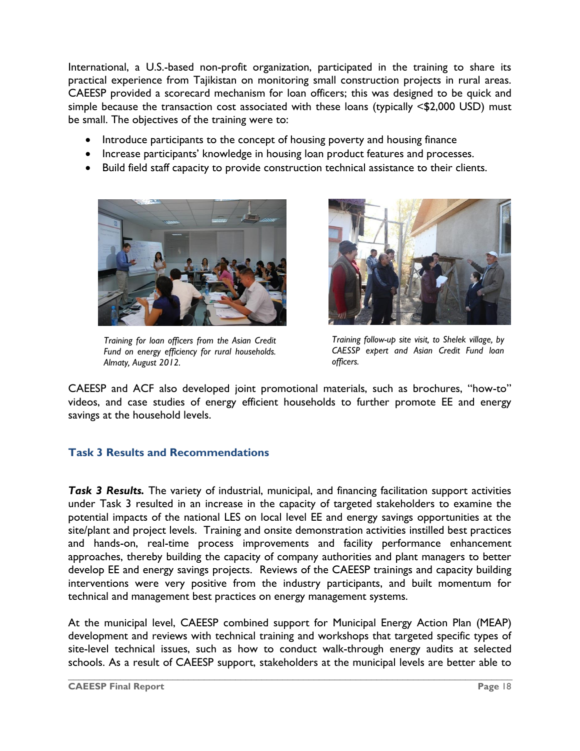International, a U.S.-based non-profit organization, participated in the training to share its practical experience from Tajikistan on monitoring small construction projects in rural areas. CAEESP provided a scorecard mechanism for loan officers; this was designed to be quick and simple because the transaction cost associated with these loans (typically <$2,000 USD) must be small. The objectives of the training were to:

- Introduce participants to the concept of housing poverty and housing finance
- Increase participants' knowledge in housing loan product features and processes.
- Build field staff capacity to provide construction technical assistance to their clients.

*Training for loan officers from the Asian Credit Fund on energy efficiency for rural households. Almaty, August 2012.*

*Training follow-up site visit, to Shelek village, by CAESSP expert and Asian Credit Fund loan officers.*

CAEESP and ACF also developed joint promotional materials, such as brochures, "how-to" videos, and case studies of energy efficient households to further promote EE and energy savings at the household levels.

### Task 3 Results and Recommendations

***Task 3 Results.*** The variety of industrial, municipal, and financing facilitation support activities under Task 3 resulted in an increase in the capacity of targeted stakeholders to examine the potential impacts of the national LES on local level EE and energy savings opportunities at the site/plant and project levels. Training and onsite demonstration activities instilled best practices and hands-on, real-time process improvements and facility performance enhancement approaches, thereby building the capacity of company authorities and plant managers to better develop EE and energy savings projects. Reviews of the CAEESP trainings and capacity building interventions were very positive from the industry participants, and built momentum for technical and management best practices on energy management systems.

At the municipal level, CAEESP combined support for Municipal Energy Action Plan (MEAP) development and reviews with technical training and workshops that targeted specific types of site-level technical issues, such as how to conduct walk-through energy audits at selected schools. As a result of CAEESP support, stakeholders at the municipal levels are better able to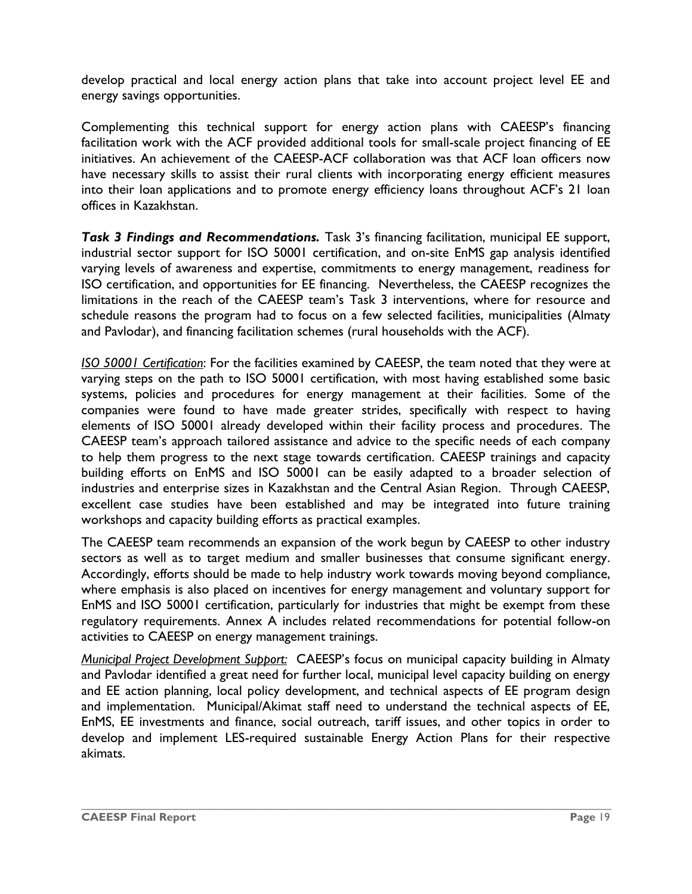develop practical and local energy action plans that take into account project level EE and energy savings opportunities.

Complementing this technical support for energy action plans with CAEESP's financing facilitation work with the ACF provided additional tools for small-scale project financing of EE initiatives. An achievement of the CAEESP-ACF collaboration was that ACF loan officers now have necessary skills to assist their rural clients with incorporating energy efficient measures into their loan applications and to promote energy efficiency loans throughout ACF's 21 loan offices in Kazakhstan.

***Task 3 Findings and Recommendations.*** Task 3's financing facilitation, municipal EE support, industrial sector support for ISO 50001 certification, and on-site EnMS gap analysis identified varying levels of awareness and expertise, commitments to energy management, readiness for ISO certification, and opportunities for EE financing. Nevertheless, the CAEESP recognizes the limitations in the reach of the CAEESP team's Task 3 interventions, where for resource and schedule reasons the program had to focus on a few selected facilities, municipalities (Almaty and Pavlodar), and financing facilitation schemes (rural households with the ACF).

*ISO 50001 Certification*: For the facilities examined by CAEESP, the team noted that they were at varying steps on the path to ISO 50001 certification, with most having established some basic systems, policies and procedures for energy management at their facilities. Some of the companies were found to have made greater strides, specifically with respect to having elements of ISO 50001 already developed within their facility process and procedures. The CAEESP team's approach tailored assistance and advice to the specific needs of each company to help them progress to the next stage towards certification. CAEESP trainings and capacity building efforts on EnMS and ISO 50001 can be easily adapted to a broader selection of industries and enterprise sizes in Kazakhstan and the Central Asian Region. Through CAEESP, excellent case studies have been established and may be integrated into future training workshops and capacity building efforts as practical examples.

The CAEESP team recommends an expansion of the work begun by CAEESP to other industry sectors as well as to target medium and smaller businesses that consume significant energy. Accordingly, efforts should be made to help industry work towards moving beyond compliance, where emphasis is also placed on incentives for energy management and voluntary support for EnMS and ISO 50001 certification, particularly for industries that might be exempt from these regulatory requirements. Annex A includes related recommendations for potential follow-on activities to CAEESP on energy management trainings.

*Municipal Project Development Support:* CAEESP's focus on municipal capacity building in Almaty and Pavlodar identified a great need for further local, municipal level capacity building on energy and EE action planning, local policy development, and technical aspects of EE program design and implementation. Municipal/Akimat staff need to understand the technical aspects of EE, EnMS, EE investments and finance, social outreach, tariff issues, and other topics in order to develop and implement LES-required sustainable Energy Action Plans for their respective akimats.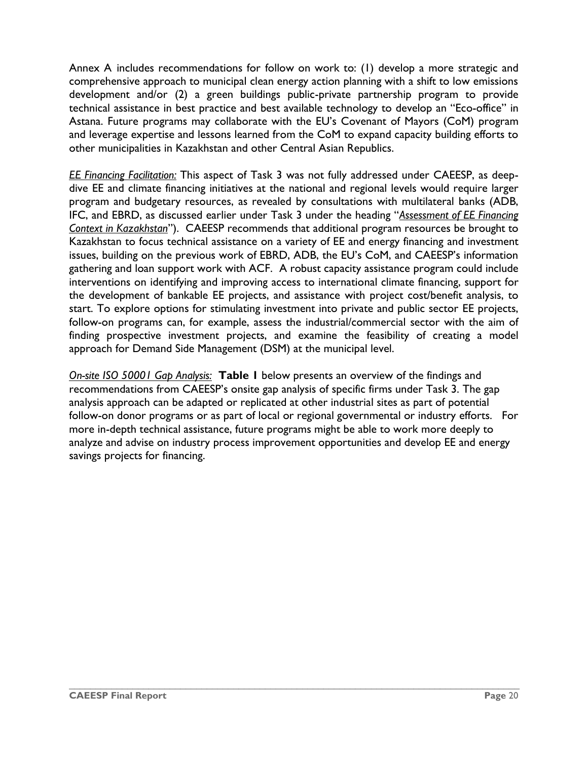Annex A includes recommendations for follow on work to: (1) develop a more strategic and comprehensive approach to municipal clean energy action planning with a shift to low emissions development and/or (2) a green buildings public-private partnership program to provide technical assistance in best practice and best available technology to develop an "Eco-office" in Astana. Future programs may collaborate with the EU's Covenant of Mayors (CoM) program and leverage expertise and lessons learned from the CoM to expand capacity building efforts to other municipalities in Kazakhstan and other Central Asian Republics.

*EE Financing Facilitation:* This aspect of Task 3 was not fully addressed under CAEESP, as deep-dive EE and climate financing initiatives at the national and regional levels would require larger program and budgetary resources, as revealed by consultations with multilateral banks (ADB, IFC, and EBRD, as discussed earlier under Task 3 under the heading "*Assessment of EE Financing Context in Kazakhstan*"). CAEESP recommends that additional program resources be brought to Kazakhstan to focus technical assistance on a variety of EE and energy financing and investment issues, building on the previous work of EBRD, ADB, the EU's CoM, and CAEESP's information gathering and loan support work with ACF. A robust capacity assistance program could include interventions on identifying and improving access to international climate financing, support for the development of bankable EE projects, and assistance with project cost/benefit analysis, to start. To explore options for stimulating investment into private and public sector EE projects, follow-on programs can, for example, assess the industrial/commercial sector with the aim of finding prospective investment projects, and examine the feasibility of creating a model approach for Demand Side Management (DSM) at the municipal level.

*On-site ISO 50001 Gap Analysis:* **Table 1** below presents an overview of the findings and recommendations from CAEESP's onsite gap analysis of specific firms under Task 3. The gap analysis approach can be adapted or replicated at other industrial sites as part of potential follow-on donor programs or as part of local or regional governmental or industry efforts. For more in-depth technical assistance, future programs might be able to work more deeply to analyze and advise on industry process improvement opportunities and develop EE and energy savings projects for financing.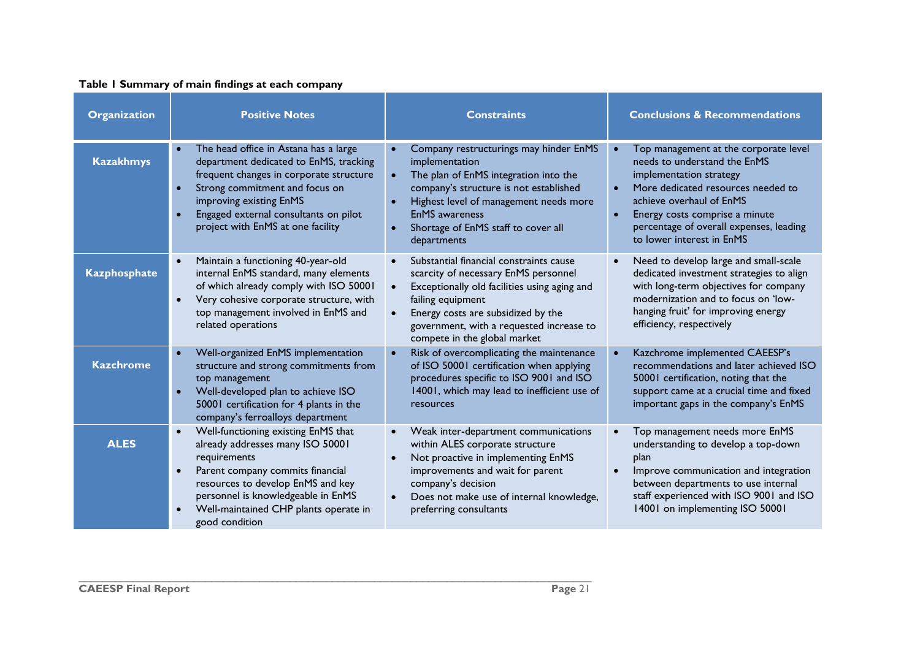**Table 1 Summary of main findings at each company**

| Organization | Positive Notes | Constraints | Conclusions & Recommendations |
|---|---|---|---|
| **Kazakhmys** | • The head office in Astana has a large department dedicated to EnMS, tracking frequent changes in corporate structure<br>• Strong commitment and focus on improving existing EnMS<br>• Engaged external consultants on pilot project with EnMS at one facility | • Company restructurings may hinder EnMS implementation<br>• The plan of EnMS integration into the company's structure is not established<br>• Highest level of management needs more EnMS awareness<br>• Shortage of EnMS staff to cover all departments | • Top management at the corporate level needs to understand the EnMS implementation strategy<br>• More dedicated resources needed to achieve overhaul of EnMS<br>• Energy costs comprise a minute percentage of overall expenses, leading to lower interest in EnMS |
| **Kazphosphate** | • Maintain a functioning 40-year-old internal EnMS standard, many elements of which already comply with ISO 50001<br>• Very cohesive corporate structure, with top management involved in EnMS and related operations | • Substantial financial constraints cause scarcity of necessary EnMS personnel<br>• Exceptionally old facilities using aging and failing equipment<br>• Energy costs are subsidized by the government, with a requested increase to compete in the global market | • Need to develop large and small-scale dedicated investment strategies to align with long-term objectives for company modernization and to focus on 'low-hanging fruit' for improving energy efficiency, respectively |
| **Kazchrome** | • Well-organized EnMS implementation structure and strong commitments from top management<br>• Well-developed plan to achieve ISO 50001 certification for 4 plants in the company's ferroalloys department | • Risk of overcomplicating the maintenance of ISO 50001 certification when applying procedures specific to ISO 9001 and ISO 14001, which may lead to inefficient use of resources | • Kazchrome implemented CAEESP's recommendations and later achieved ISO 50001 certification, noting that the support came at a crucial time and fixed important gaps in the company's EnMS |
| **ALES** | • Well-functioning existing EnMS that already addresses many ISO 50001 requirements<br>• Parent company commits financial resources to develop EnMS and key personnel is knowledgeable in EnMS<br>• Well-maintained CHP plants operate in good condition | • Weak inter-department communications within ALES corporate structure<br>• Not proactive in implementing EnMS improvements and wait for parent company's decision<br>• Does not make use of internal knowledge, preferring consultants | • Top management needs more EnMS understanding to develop a top-down plan<br>• Improve communication and integration between departments to use internal staff experienced with ISO 9001 and ISO 14001 on implementing ISO 50001 |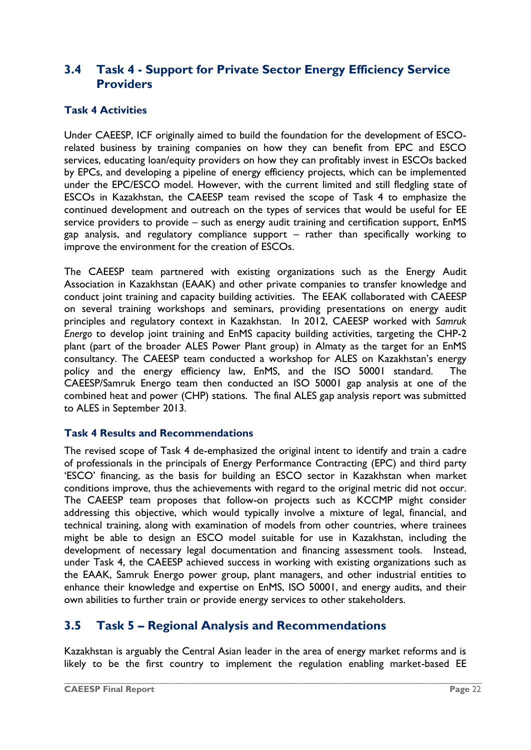## 3.4 Task 4 - Support for Private Sector Energy Efficiency Service Providers

### Task 4 Activities

Under CAEESP, ICF originally aimed to build the foundation for the development of ESCO-related business by training companies on how they can benefit from EPC and ESCO services, educating loan/equity providers on how they can profitably invest in ESCOs backed by EPCs, and developing a pipeline of energy efficiency projects, which can be implemented under the EPC/ESCO model. However, with the current limited and still fledgling state of ESCOs in Kazakhstan, the CAEESP team revised the scope of Task 4 to emphasize the continued development and outreach on the types of services that would be useful for EE service providers to provide – such as energy audit training and certification support, EnMS gap analysis, and regulatory compliance support – rather than specifically working to improve the environment for the creation of ESCOs.

The CAEESP team partnered with existing organizations such as the Energy Audit Association in Kazakhstan (EAAK) and other private companies to transfer knowledge and conduct joint training and capacity building activities. The EEAK collaborated with CAEESP on several training workshops and seminars, providing presentations on energy audit principles and regulatory context in Kazakhstan. In 2012, CAEESP worked with *Samruk Energo* to develop joint training and EnMS capacity building activities, targeting the CHP-2 plant (part of the broader ALES Power Plant group) in Almaty as the target for an EnMS consultancy. The CAEESP team conducted a workshop for ALES on Kazakhstan's energy policy and the energy efficiency law, EnMS, and the ISO 50001 standard. The CAEESP/Samruk Energo team then conducted an ISO 50001 gap analysis at one of the combined heat and power (CHP) stations. The final ALES gap analysis report was submitted to ALES in September 2013.

### Task 4 Results and Recommendations

The revised scope of Task 4 de-emphasized the original intent to identify and train a cadre of professionals in the principals of Energy Performance Contracting (EPC) and third party 'ESCO' financing, as the basis for building an ESCO sector in Kazakhstan when market conditions improve, thus the achievements with regard to the original metric did not occur. The CAEESP team proposes that follow-on projects such as KCCMP might consider addressing this objective, which would typically involve a mixture of legal, financial, and technical training, along with examination of models from other countries, where trainees might be able to design an ESCO model suitable for use in Kazakhstan, including the development of necessary legal documentation and financing assessment tools. Instead, under Task 4, the CAEESP achieved success in working with existing organizations such as the EAAK, Samruk Energo power group, plant managers, and other industrial entities to enhance their knowledge and expertise on EnMS, ISO 50001, and energy audits, and their own abilities to further train or provide energy services to other stakeholders.

## 3.5 Task 5 – Regional Analysis and Recommendations

Kazakhstan is arguably the Central Asian leader in the area of energy market reforms and is likely to be the first country to implement the regulation enabling market-based EE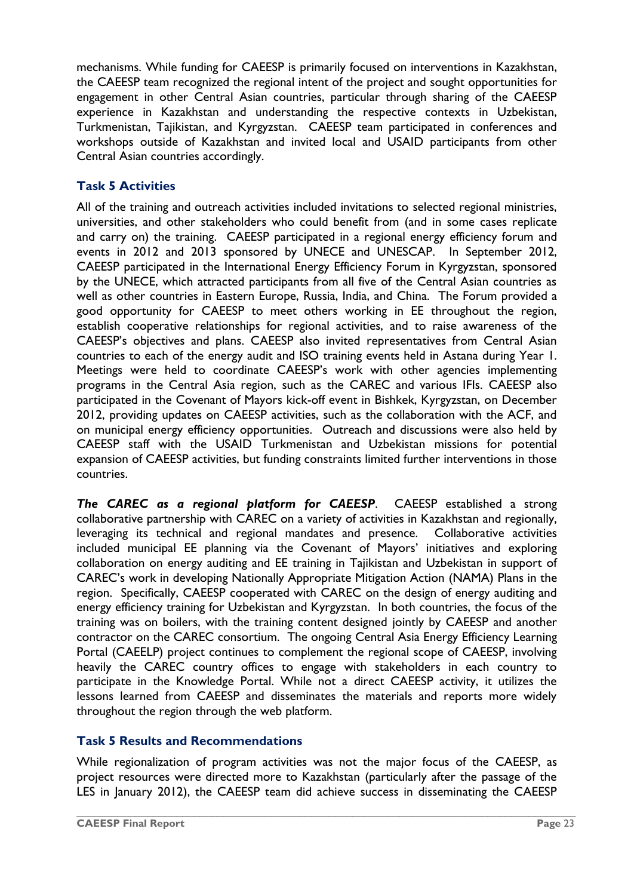mechanisms. While funding for CAEESP is primarily focused on interventions in Kazakhstan, the CAEESP team recognized the regional intent of the project and sought opportunities for engagement in other Central Asian countries, particular through sharing of the CAEESP experience in Kazakhstan and understanding the respective contexts in Uzbekistan, Turkmenistan, Tajikistan, and Kyrgyzstan. CAEESP team participated in conferences and workshops outside of Kazakhstan and invited local and USAID participants from other Central Asian countries accordingly.

### Task 5 Activities

All of the training and outreach activities included invitations to selected regional ministries, universities, and other stakeholders who could benefit from (and in some cases replicate and carry on) the training. CAEESP participated in a regional energy efficiency forum and events in 2012 and 2013 sponsored by UNECE and UNESCAP. In September 2012, CAEESP participated in the International Energy Efficiency Forum in Kyrgyzstan, sponsored by the UNECE, which attracted participants from all five of the Central Asian countries as well as other countries in Eastern Europe, Russia, India, and China. The Forum provided a good opportunity for CAEESP to meet others working in EE throughout the region, establish cooperative relationships for regional activities, and to raise awareness of the CAEESP's objectives and plans. CAEESP also invited representatives from Central Asian countries to each of the energy audit and ISO training events held in Astana during Year 1. Meetings were held to coordinate CAEESP's work with other agencies implementing programs in the Central Asia region, such as the CAREC and various IFIs. CAEESP also participated in the Covenant of Mayors kick-off event in Bishkek, Kyrgyzstan, on December 2012, providing updates on CAEESP activities, such as the collaboration with the ACF, and on municipal energy efficiency opportunities. Outreach and discussions were also held by CAEESP staff with the USAID Turkmenistan and Uzbekistan missions for potential expansion of CAEESP activities, but funding constraints limited further interventions in those countries.

***The CAREC as a regional platform for CAEESP***. CAEESP established a strong collaborative partnership with CAREC on a variety of activities in Kazakhstan and regionally, leveraging its technical and regional mandates and presence. Collaborative activities included municipal EE planning via the Covenant of Mayors' initiatives and exploring collaboration on energy auditing and EE training in Tajikistan and Uzbekistan in support of CAREC's work in developing Nationally Appropriate Mitigation Action (NAMA) Plans in the region. Specifically, CAEESP cooperated with CAREC on the design of energy auditing and energy efficiency training for Uzbekistan and Kyrgyzstan. In both countries, the focus of the training was on boilers, with the training content designed jointly by CAEESP and another contractor on the CAREC consortium. The ongoing Central Asia Energy Efficiency Learning Portal (CAEELP) project continues to complement the regional scope of CAEESP, involving heavily the CAREC country offices to engage with stakeholders in each country to participate in the Knowledge Portal. While not a direct CAEESP activity, it utilizes the lessons learned from CAEESP and disseminates the materials and reports more widely throughout the region through the web platform.

### Task 5 Results and Recommendations

While regionalization of program activities was not the major focus of the CAEESP, as project resources were directed more to Kazakhstan (particularly after the passage of the LES in January 2012), the CAEESP team did achieve success in disseminating the CAEESP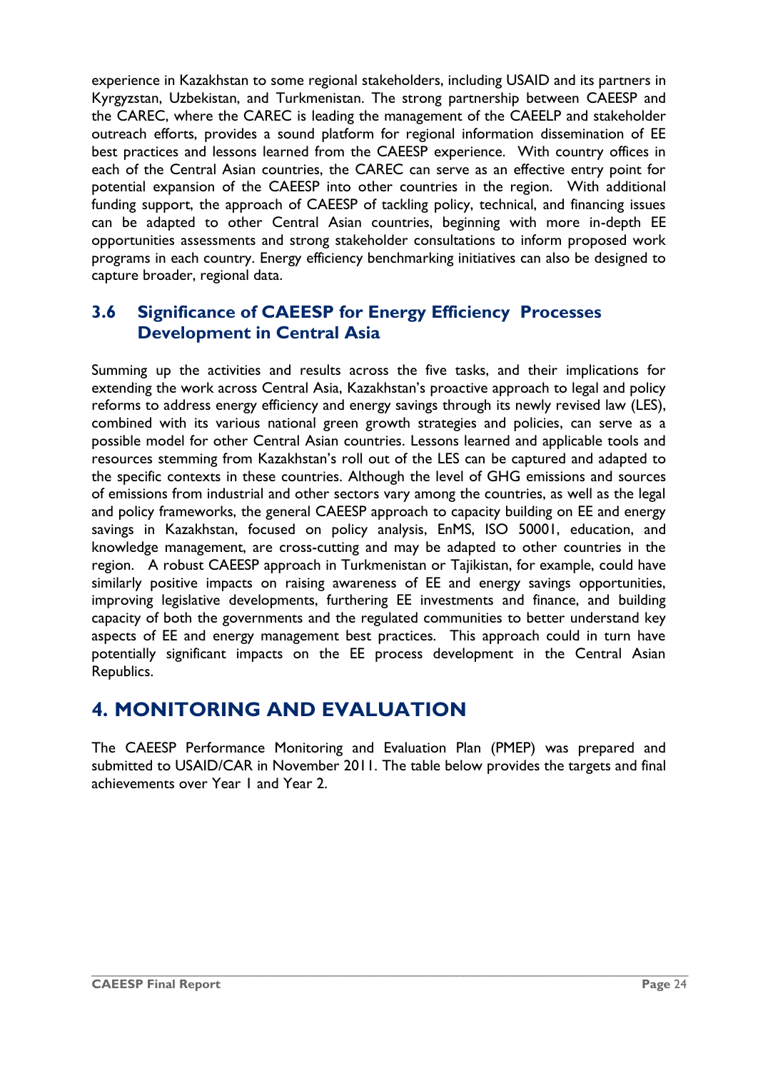experience in Kazakhstan to some regional stakeholders, including USAID and its partners in Kyrgyzstan, Uzbekistan, and Turkmenistan. The strong partnership between CAEESP and the CAREC, where the CAREC is leading the management of the CAEELP and stakeholder outreach efforts, provides a sound platform for regional information dissemination of EE best practices and lessons learned from the CAEESP experience. With country offices in each of the Central Asian countries, the CAREC can serve as an effective entry point for potential expansion of the CAEESP into other countries in the region. With additional funding support, the approach of CAEESP of tackling policy, technical, and financing issues can be adapted to other Central Asian countries, beginning with more in-depth EE opportunities assessments and strong stakeholder consultations to inform proposed work programs in each country. Energy efficiency benchmarking initiatives can also be designed to capture broader, regional data.

### 3.6 Significance of CAEESP for Energy Efficiency Processes Development in Central Asia

Summing up the activities and results across the five tasks, and their implications for extending the work across Central Asia, Kazakhstan's proactive approach to legal and policy reforms to address energy efficiency and energy savings through its newly revised law (LES), combined with its various national green growth strategies and policies, can serve as a possible model for other Central Asian countries. Lessons learned and applicable tools and resources stemming from Kazakhstan's roll out of the LES can be captured and adapted to the specific contexts in these countries. Although the level of GHG emissions and sources of emissions from industrial and other sectors vary among the countries, as well as the legal and policy frameworks, the general CAEESP approach to capacity building on EE and energy savings in Kazakhstan, focused on policy analysis, EnMS, ISO 50001, education, and knowledge management, are cross-cutting and may be adapted to other countries in the region. A robust CAEESP approach in Turkmenistan or Tajikistan, for example, could have similarly positive impacts on raising awareness of EE and energy savings opportunities, improving legislative developments, furthering EE investments and finance, and building capacity of both the governments and the regulated communities to better understand key aspects of EE and energy management best practices. This approach could in turn have potentially significant impacts on the EE process development in the Central Asian Republics.

## 4. MONITORING AND EVALUATION

The CAEESP Performance Monitoring and Evaluation Plan (PMEP) was prepared and submitted to USAID/CAR in November 2011. The table below provides the targets and final achievements over Year 1 and Year 2.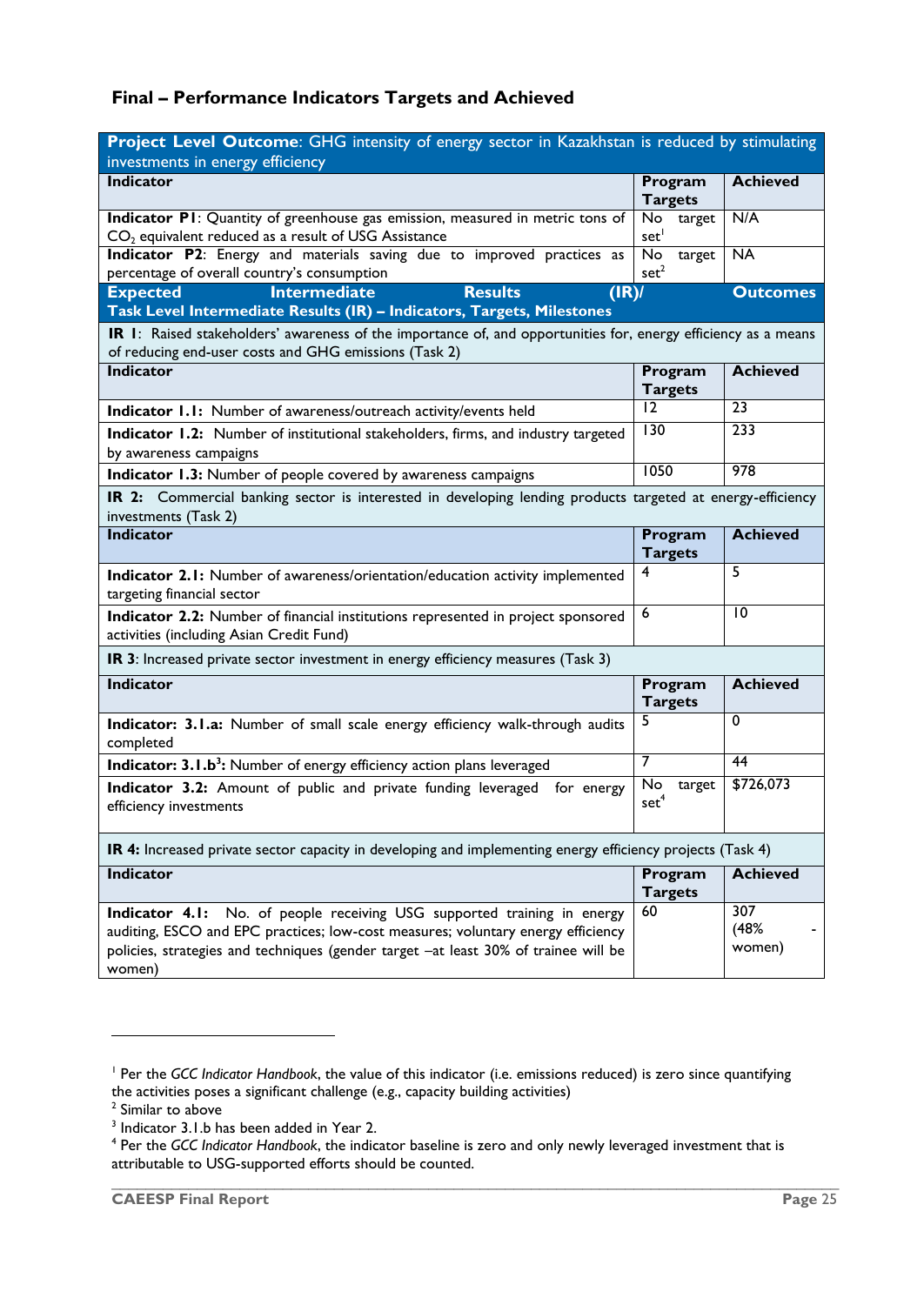## Final – Performance Indicators Targets and Achieved

| **Project Level Outcome**: GHG intensity of energy sector in Kazakhstan is reduced by stimulating investments in energy efficiency | | |
|---|---|---|
| **Indicator** | **Program Targets** | **Achieved** |
| **Indicator P1**: Quantity of greenhouse gas emission, measured in metric tons of $CO_2$ equivalent reduced as a result of USG Assistance | No target set[1] | N/A |
| **Indicator P2**: Energy and materials saving due to improved practices as percentage of overall country's consumption | No target set[2] | NA |
| **Expected Intermediate Results (IR)/ Outcomes** **Task Level Intermediate Results (IR) – Indicators, Targets, Milestones** | | |
| **IR 1**: Raised stakeholders' awareness of the importance of, and opportunities for, energy efficiency as a means of reducing end-user costs and GHG emissions (Task 2) | | |
| **Indicator** | **Program Targets** | **Achieved** |
| **Indicator 1.1:** Number of awareness/outreach activity/events held | 12 | 23 |
| **Indicator 1.2:** Number of institutional stakeholders, firms, and industry targeted by awareness campaigns | 130 | 233 |
| **Indicator 1.3:** Number of people covered by awareness campaigns | 1050 | 978 |
| **IR 2:** Commercial banking sector is interested in developing lending products targeted at energy-efficiency investments (Task 2) | | |
| **Indicator** | **Program Targets** | **Achieved** |
| **Indicator 2.1:** Number of awareness/orientation/education activity implemented targeting financial sector | 4 | 5 |
| **Indicator 2.2:** Number of financial institutions represented in project sponsored activities (including Asian Credit Fund) | 6 | 10 |
| **IR 3**: Increased private sector investment in energy efficiency measures (Task 3) | | |
| **Indicator** | **Program Targets** | **Achieved** |
| **Indicator: 3.1.a:** Number of small scale energy efficiency walk-through audits completed | 5 | 0 |
| **Indicator: 3.1.b**[3]**:** Number of energy efficiency action plans leveraged | 7 | 44 |
| **Indicator 3.2:** Amount of public and private funding leveraged for energy efficiency investments | No target set[4] | $726,073 |
| **IR 4:** Increased private sector capacity in developing and implementing energy efficiency projects (Task 4) | | |
| **Indicator** | **Program Targets** | **Achieved** |
| **Indicator 4.1:** No. of people receiving USG supported training in energy auditing, ESCO and EPC practices; low-cost measures; voluntary energy efficiency policies, strategies and techniques (gender target –at least 30% of trainee will be women) | 60 | 307 (48% - women) |

---

[1] Per the *GCC Indicator Handbook*, the value of this indicator (i.e. emissions reduced) is zero since quantifying the activities poses a significant challenge (e.g., capacity building activities)
[2] Similar to above
[3] Indicator 3.1.b has been added in Year 2.
[4] Per the *GCC Indicator Handbook*, the indicator baseline is zero and only newly leveraged investment that is attributable to USG-supported efforts should be counted.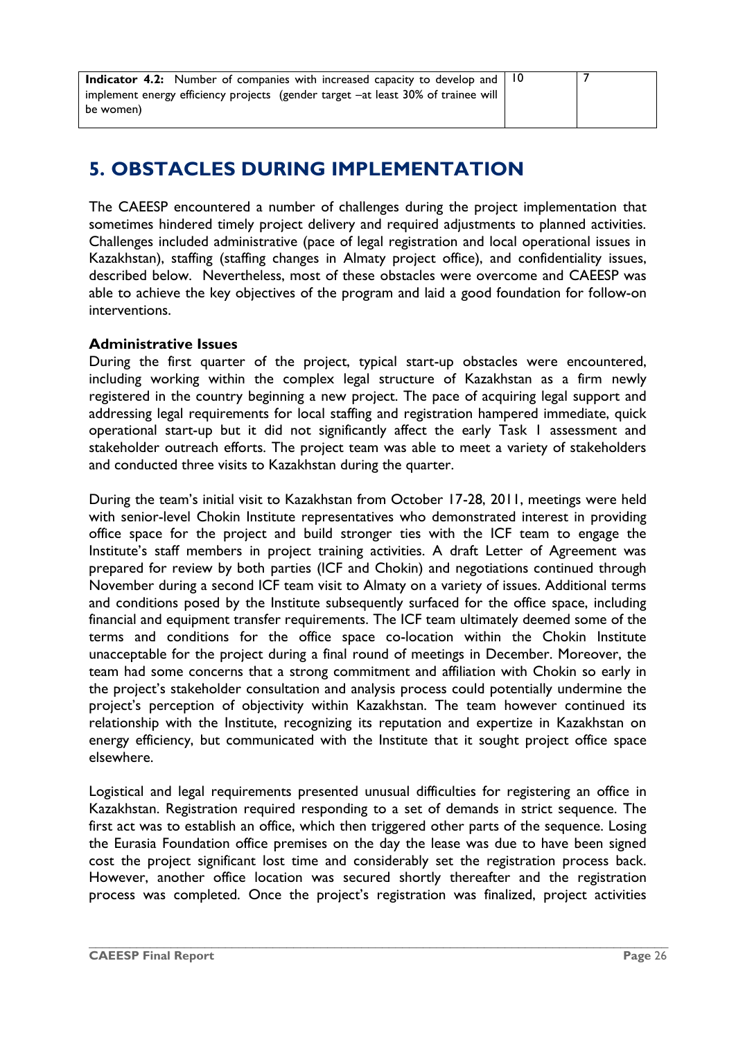| **Indicator 4.2:** Number of companies with increased capacity to develop and implement energy efficiency projects (gender target –at least 30% of trainee will be women) | 10 | 7 |
|---|---|---|

# 5. OBSTACLES DURING IMPLEMENTATION

The CAEESP encountered a number of challenges during the project implementation that sometimes hindered timely project delivery and required adjustments to planned activities. Challenges included administrative (pace of legal registration and local operational issues in Kazakhstan), staffing (staffing changes in Almaty project office), and confidentiality issues, described below. Nevertheless, most of these obstacles were overcome and CAEESP was able to achieve the key objectives of the program and laid a good foundation for follow-on interventions.

**Administrative Issues**

During the first quarter of the project, typical start-up obstacles were encountered, including working within the complex legal structure of Kazakhstan as a firm newly registered in the country beginning a new project. The pace of acquiring legal support and addressing legal requirements for local staffing and registration hampered immediate, quick operational start-up but it did not significantly affect the early Task 1 assessment and stakeholder outreach efforts. The project team was able to meet a variety of stakeholders and conducted three visits to Kazakhstan during the quarter.

During the team's initial visit to Kazakhstan from October 17-28, 2011, meetings were held with senior-level Chokin Institute representatives who demonstrated interest in providing office space for the project and build stronger ties with the ICF team to engage the Institute's staff members in project training activities. A draft Letter of Agreement was prepared for review by both parties (ICF and Chokin) and negotiations continued through November during a second ICF team visit to Almaty on a variety of issues. Additional terms and conditions posed by the Institute subsequently surfaced for the office space, including financial and equipment transfer requirements. The ICF team ultimately deemed some of the terms and conditions for the office space co-location within the Chokin Institute unacceptable for the project during a final round of meetings in December. Moreover, the team had some concerns that a strong commitment and affiliation with Chokin so early in the project's stakeholder consultation and analysis process could potentially undermine the project's perception of objectivity within Kazakhstan. The team however continued its relationship with the Institute, recognizing its reputation and expertize in Kazakhstan on energy efficiency, but communicated with the Institute that it sought project office space elsewhere.

Logistical and legal requirements presented unusual difficulties for registering an office in Kazakhstan. Registration required responding to a set of demands in strict sequence. The first act was to establish an office, which then triggered other parts of the sequence. Losing the Eurasia Foundation office premises on the day the lease was due to have been signed cost the project significant lost time and considerably set the registration process back. However, another office location was secured shortly thereafter and the registration process was completed. Once the project's registration was finalized, project activities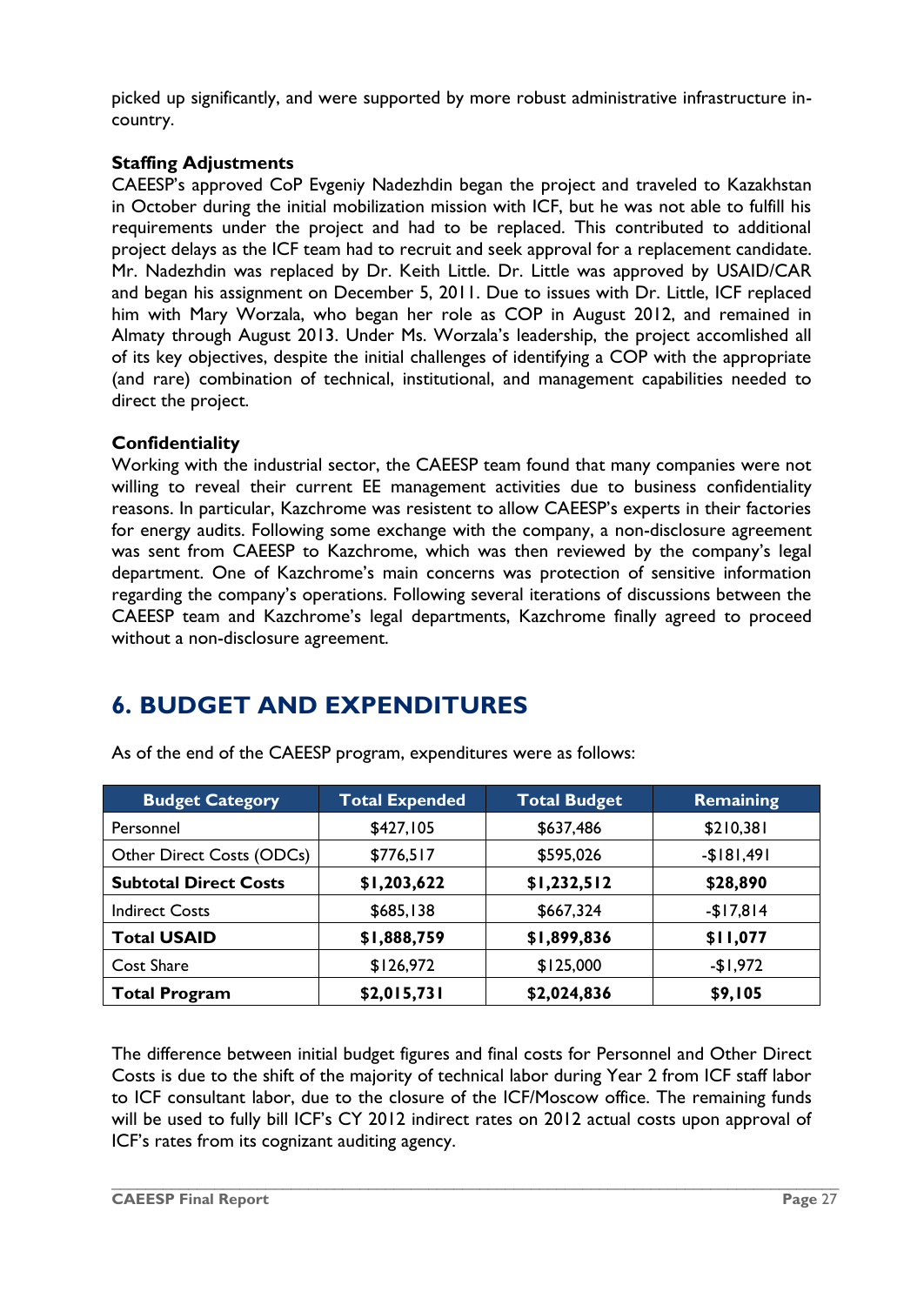picked up significantly, and were supported by more robust administrative infrastructure in-country.

**Staffing Adjustments**

CAEESP's approved CoP Evgeniy Nadezhdin began the project and traveled to Kazakhstan in October during the initial mobilization mission with ICF, but he was not able to fulfill his requirements under the project and had to be replaced. This contributed to additional project delays as the ICF team had to recruit and seek approval for a replacement candidate. Mr. Nadezhdin was replaced by Dr. Keith Little. Dr. Little was approved by USAID/CAR and began his assignment on December 5, 2011. Due to issues with Dr. Little, ICF replaced him with Mary Worzala, who began her role as COP in August 2012, and remained in Almaty through August 2013. Under Ms. Worzala's leadership, the project accomlished all of its key objectives, despite the initial challenges of identifying a COP with the appropriate (and rare) combination of technical, institutional, and management capabilities needed to direct the project.

**Confidentiality**

Working with the industrial sector, the CAEESP team found that many companies were not willing to reveal their current EE management activities due to business confidentiality reasons. In particular, Kazchrome was resistent to allow CAEESP's experts in their factories for energy audits. Following some exchange with the company, a non-disclosure agreement was sent from CAEESP to Kazchrome, which was then reviewed by the company's legal department. One of Kazchrome's main concerns was protection of sensitive information regarding the company's operations. Following several iterations of discussions between the CAEESP team and Kazchrome's legal departments, Kazchrome finally agreed to proceed without a non-disclosure agreement.

# 6. BUDGET AND EXPENDITURES

As of the end of the CAEESP program, expenditures were as follows:

| Budget Category | Total Expended | Total Budget | Remaining |
|---|---|---|---|
| Personnel | $427,105 | $637,486 | $210,381 |
| Other Direct Costs (ODCs) | $776,517 | $595,026 | -$181,491 |
| **Subtotal Direct Costs** | **$1,203,622** | **$1,232,512** | **$28,890** |
| Indirect Costs | $685,138 | $667,324 | -$17,814 |
| **Total USAID** | **$1,888,759** | **$1,899,836** | **$11,077** |
| Cost Share | $126,972 | $125,000 | -$1,972 |
| **Total Program** | **$2,015,731** | **$2,024,836** | **$9,105** |

The difference between initial budget figures and final costs for Personnel and Other Direct Costs is due to the shift of the majority of technical labor during Year 2 from ICF staff labor to ICF consultant labor, due to the closure of the ICF/Moscow office. The remaining funds will be used to fully bill ICF's CY 2012 indirect rates on 2012 actual costs upon approval of ICF's rates from its cognizant auditing agency.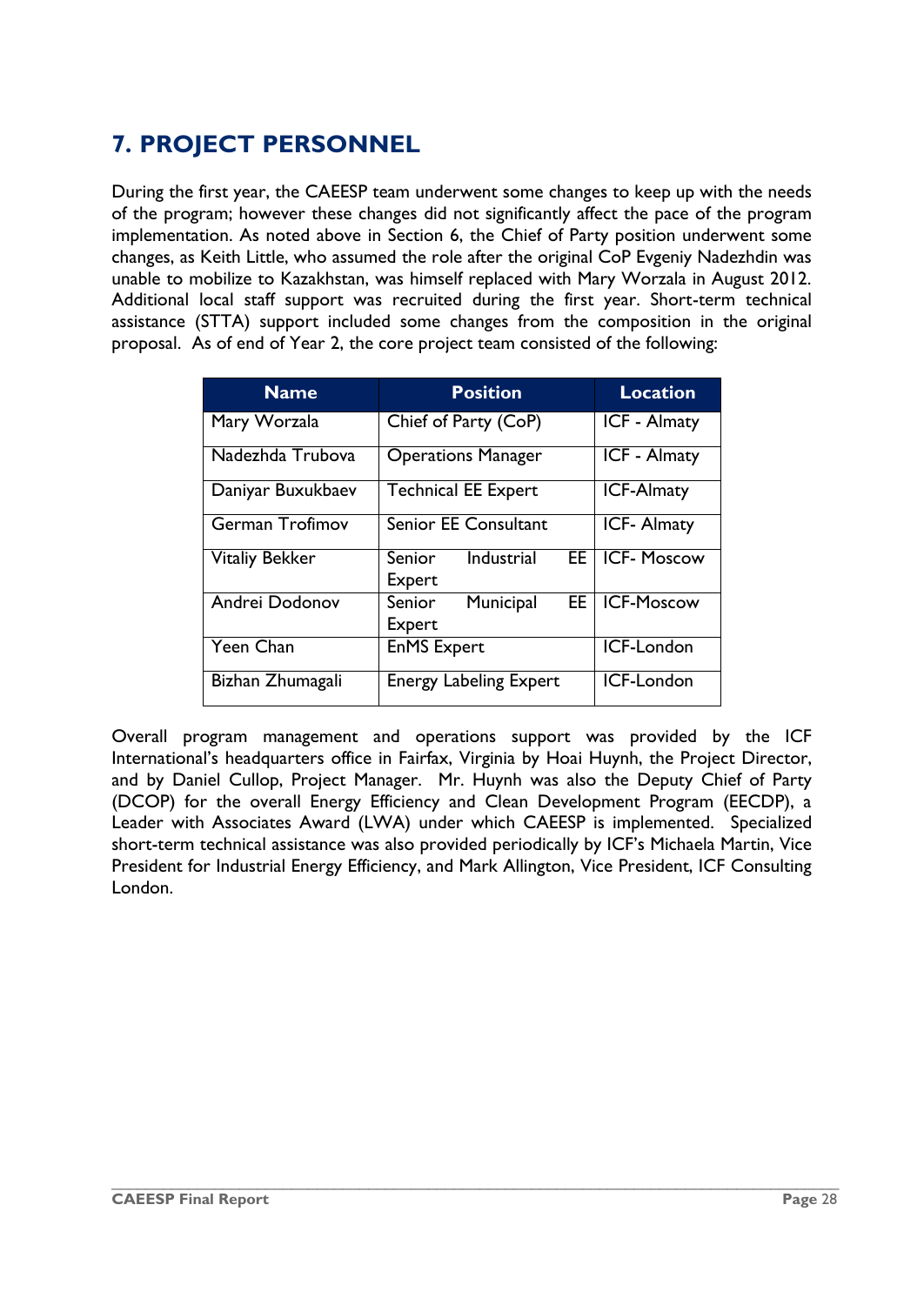# 7. PROJECT PERSONNEL

During the first year, the CAEESP team underwent some changes to keep up with the needs of the program; however these changes did not significantly affect the pace of the program implementation. As noted above in Section 6, the Chief of Party position underwent some changes, as Keith Little, who assumed the role after the original CoP Evgeniy Nadezhdin was unable to mobilize to Kazakhstan, was himself replaced with Mary Worzala in August 2012. Additional local staff support was recruited during the first year. Short-term technical assistance (STTA) support included some changes from the composition in the original proposal. As of end of Year 2, the core project team consisted of the following:

| Name | Position | Location |
|---|---|---|
| Mary Worzala | Chief of Party (CoP) | ICF - Almaty |
| Nadezhda Trubova | Operations Manager | ICF - Almaty |
| Daniyar Buxukbaev | Technical EE Expert | ICF-Almaty |
| German Trofimov | Senior EE Consultant | ICF- Almaty |
| Vitaliy Bekker | Senior Industrial EE Expert | ICF- Moscow |
| Andrei Dodonov | Senior Municipal EE Expert | ICF-Moscow |
| Yeen Chan | EnMS Expert | ICF-London |
| Bizhan Zhumagali | Energy Labeling Expert | ICF-London |

Overall program management and operations support was provided by the ICF International's headquarters office in Fairfax, Virginia by Hoai Huynh, the Project Director, and by Daniel Cullop, Project Manager. Mr. Huynh was also the Deputy Chief of Party (DCOP) for the overall Energy Efficiency and Clean Development Program (EECDP), a Leader with Associates Award (LWA) under which CAEESP is implemented. Specialized short-term technical assistance was also provided periodically by ICF's Michaela Martin, Vice President for Industrial Energy Efficiency, and Mark Allington, Vice President, ICF Consulting London.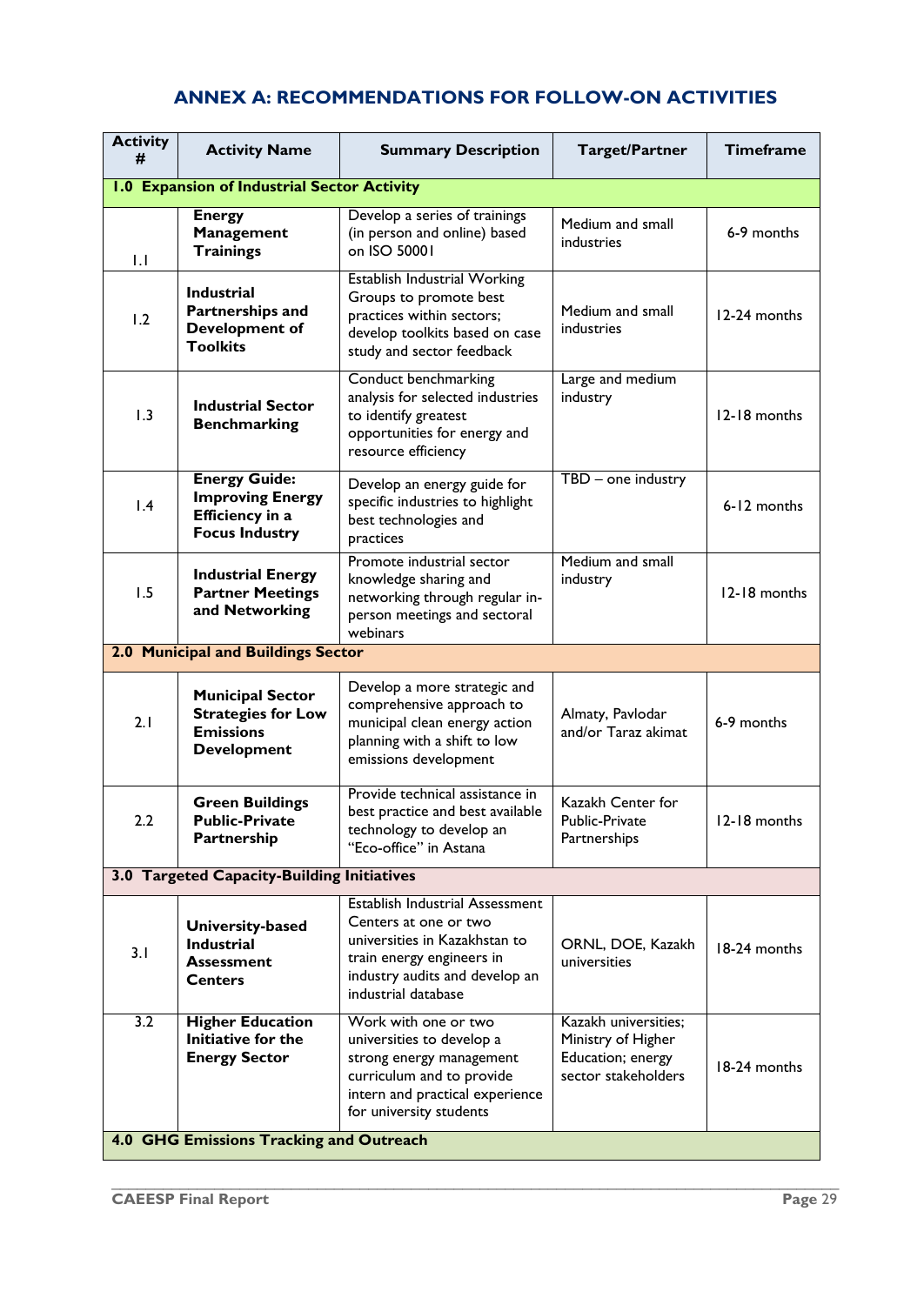## ANNEX A: RECOMMENDATIONS FOR FOLLOW-ON ACTIVITIES

| Activity # | Activity Name | Summary Description | Target/Partner | Timeframe |
|---|---|---|---|---|
| **1.0 Expansion of Industrial Sector Activity** | | | | |
| 1.1 | **Energy Management Trainings** | Develop a series of trainings (in person and online) based on ISO 50001 | Medium and small industries | 6-9 months |
| 1.2 | **Industrial Partnerships and Development of Toolkits** | Establish Industrial Working Groups to promote best practices within sectors; develop toolkits based on case study and sector feedback | Medium and small industries | 12-24 months |
| 1.3 | **Industrial Sector Benchmarking** | Conduct benchmarking analysis for selected industries to identify greatest opportunities for energy and resource efficiency | Large and medium industry | 12-18 months |
| 1.4 | **Energy Guide: Improving Energy Efficiency in a Focus Industry** | Develop an energy guide for specific industries to highlight best technologies and practices | TBD – one industry | 6-12 months |
| 1.5 | **Industrial Energy Partner Meetings and Networking** | Promote industrial sector knowledge sharing and networking through regular in-person meetings and sectoral webinars | Medium and small industry | 12-18 months |
| **2.0 Municipal and Buildings Sector** | | | | |
| 2.1 | **Municipal Sector Strategies for Low Emissions Development** | Develop a more strategic and comprehensive approach to municipal clean energy action planning with a shift to low emissions development | Almaty, Pavlodar and/or Taraz akimat | 6-9 months |
| 2.2 | **Green Buildings Public-Private Partnership** | Provide technical assistance in best practice and best available technology to develop an "Eco-office" in Astana | Kazakh Center for Public-Private Partnerships | 12-18 months |
| **3.0 Targeted Capacity-Building Initiatives** | | | | |
| 3.1 | **University-based Industrial Assessment Centers** | Establish Industrial Assessment Centers at one or two universities in Kazakhstan to train energy engineers in industry audits and develop an industrial database | ORNL, DOE, Kazakh universities | 18-24 months |
| 3.2 | **Higher Education Initiative for the Energy Sector** | Work with one or two universities to develop a strong energy management curriculum and to provide intern and practical experience for university students | Kazakh universities; Ministry of Higher Education; energy sector stakeholders | 18-24 months |
| **4.0 GHG Emissions Tracking and Outreach** | | | | |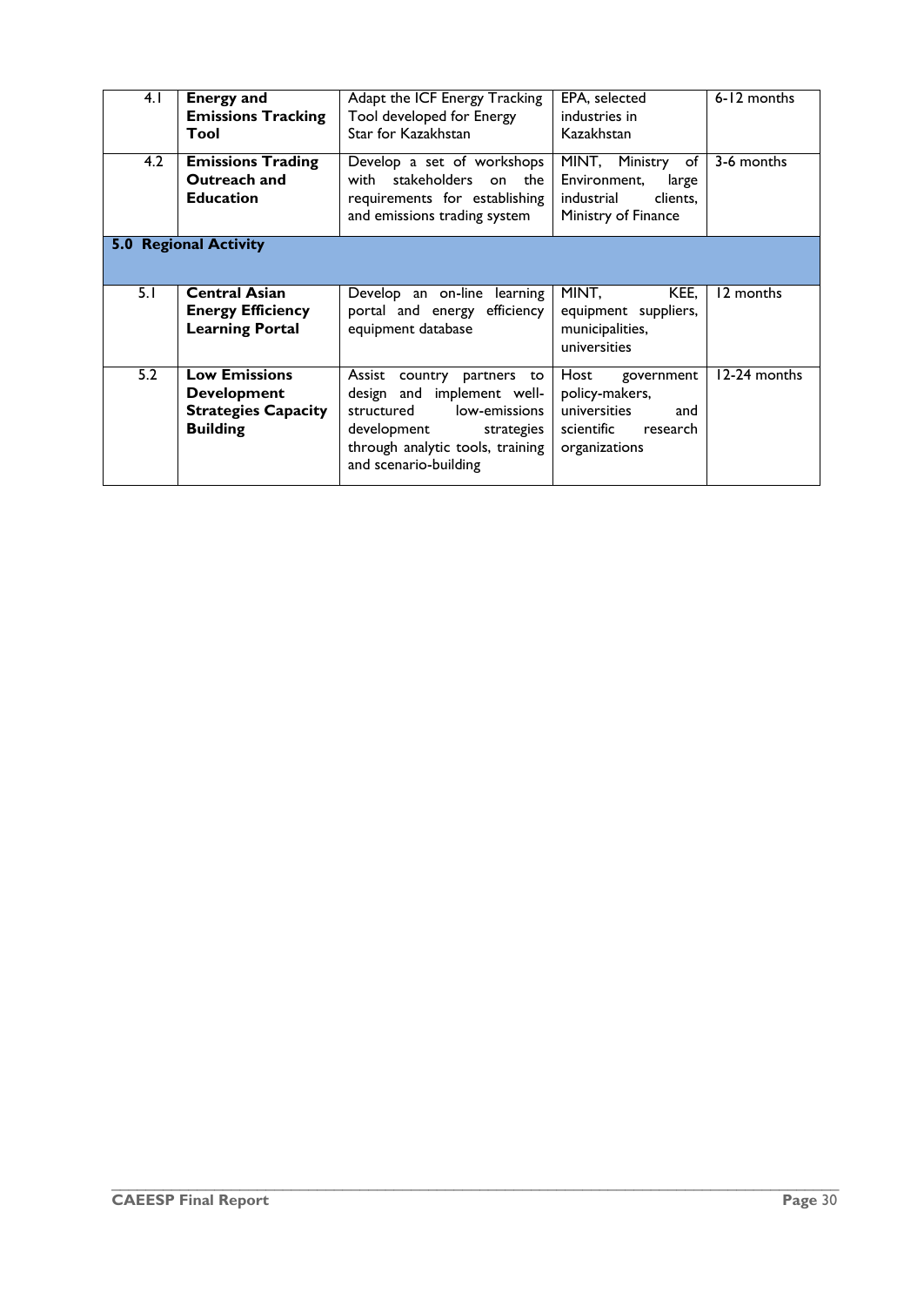| | | | | |
|---|---|---|---|---|
| 4.1 | **Energy and Emissions Tracking Tool** | Adapt the ICF Energy Tracking Tool developed for Energy Star for Kazakhstan | EPA, selected industries in Kazakhstan | 6-12 months |
| 4.2 | **Emissions Trading Outreach and Education** | Develop a set of workshops with stakeholders on the requirements for establishing and emissions trading system | MINT, Ministry of Environment, large industrial clients, Ministry of Finance | 3-6 months |
| **5.0 Regional Activity** | | | | |
| 5.1 | **Central Asian Energy Efficiency Learning Portal** | Develop an on-line learning portal and energy efficiency equipment database | MINT, KEE, equipment suppliers, municipalities, universities | 12 months |
| 5.2 | **Low Emissions Development Strategies Capacity Building** | Assist country partners to design and implement well-structured low-emissions development strategies through analytic tools, training and scenario-building | Host government policy-makers, universities and scientific research organizations | 12-24 months |